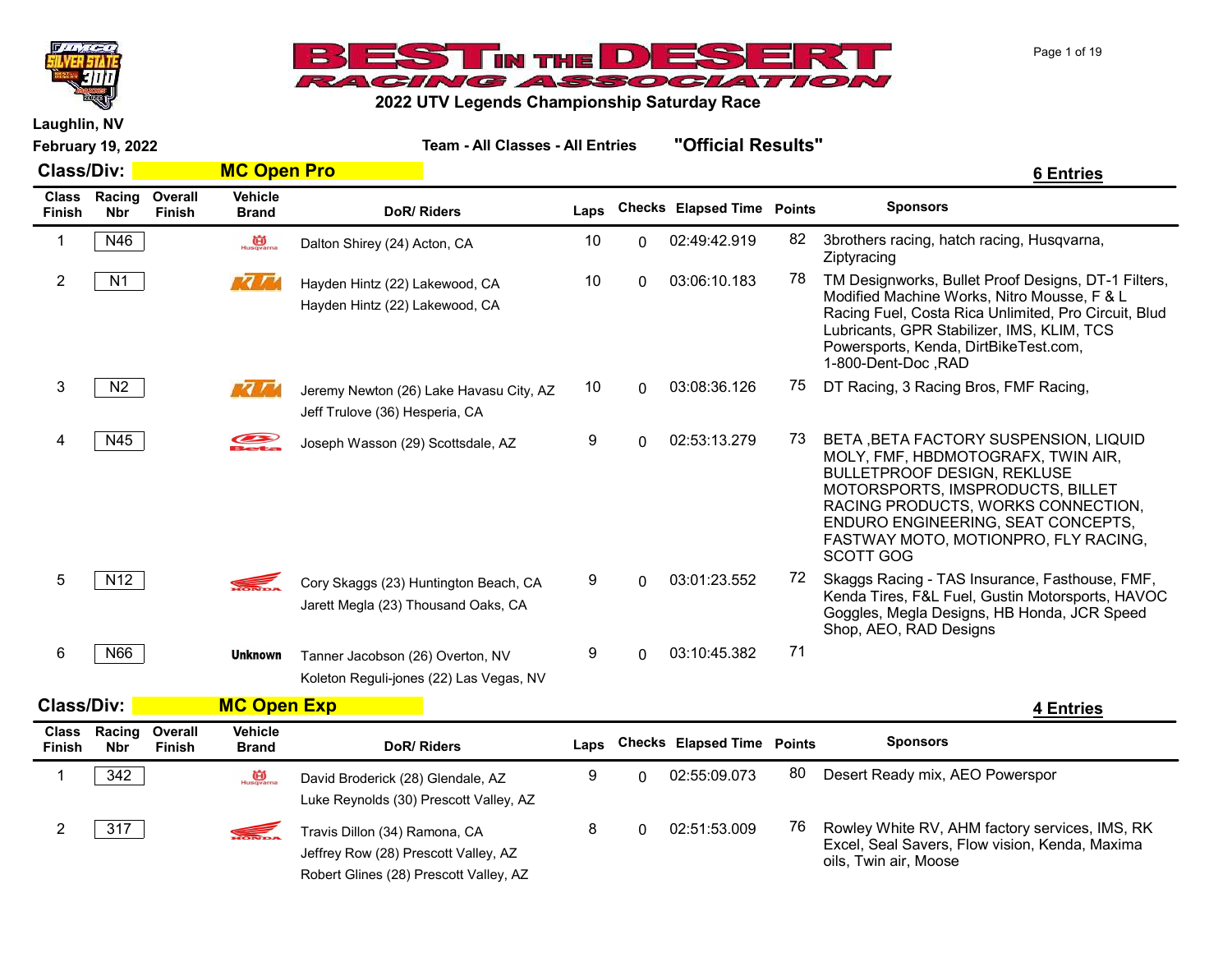# BEST IN THE DESERT RACING ASSOCIATION

**2022 UTV Legends Championship Saturday Race**

**Laughlin, NV**

**February 19, 2022**

**Team - All Classes - All Entries** **"Official Results"**

## Class/Div: MC Open Pro

**6 Entries**

| Class Finish | Racing Nbr | Overall Finish | Vehicle Brand | DoR/ Riders | Laps | Checks | Elapsed Time | Points | Sponsors |
|---|---|---|---|---|---|---|---|---|---|
| 1 | N46 | | Husqvarna | Dalton Shirey (24) Acton, CA | 10 | 0 | 02:49:42.919 | 82 | 3brothers racing, hatch racing, Husqvarna, Ziptyracing |
| 2 | N1 | | KTM | Hayden Hintz (22) Lakewood, CA<br>Hayden Hintz (22) Lakewood, CA | 10 | 0 | 03:06:10.183 | 78 | TM Designworks, Bullet Proof Designs, DT-1 Filters, Modified Machine Works, Nitro Mousse, F & L Racing Fuel, Costa Rica Unlimited, Pro Circuit, Blud Lubricants, GPR Stabilizer, IMS, KLIM, TCS Powersports, Kenda, DirtBikeTest.com, 1-800-Dent-Doc ,RAD |
| 3 | N2 | | KTM | Jeremy Newton (26) Lake Havasu City, AZ<br>Jeff Trulove (36) Hesperia, CA | 10 | 0 | 03:08:36.126 | 75 | DT Racing, 3 Racing Bros, FMF Racing, |
| 4 | N45 | | Beta | Joseph Wasson (29) Scottsdale, AZ | 9 | 0 | 02:53:13.279 | 73 | BETA ,BETA FACTORY SUSPENSION, LIQUID MOLY, FMF, HBDMOTOGRAFX, TWIN AIR, BULLETPROOF DESIGN, REKLUSE MOTORSPORTS, IMSPRODUCTS, BILLET RACING PRODUCTS, WORKS CONNECTION, ENDURO ENGINEERING, SEAT CONCEPTS, FASTWAY MOTO, MOTIONPRO, FLY RACING, SCOTT GOG |
| 5 | N12 | | Honda | Cory Skaggs (23) Huntington Beach, CA<br>Jarett Megla (23) Thousand Oaks, CA | 9 | 0 | 03:01:23.552 | 72 | Skaggs Racing - TAS Insurance, Fasthouse, FMF, Kenda Tires, F&L Fuel, Gustin Motorsports, HAVOC Goggles, Megla Designs, HB Honda, JCR Speed Shop, AEO, RAD Designs |
| 6 | N66 | | Unknown | Tanner Jacobson (26) Overton, NV<br>Koleton Reguli-jones (22) Las Vegas, NV | 9 | 0 | 03:10:45.382 | 71 | |

## Class/Div: MC Open Exp

**4 Entries**

| Class Finish | Racing Nbr | Overall Finish | Vehicle Brand | DoR/ Riders | Laps | Checks | Elapsed Time | Points | Sponsors |
|---|---|---|---|---|---|---|---|---|---|
| 1 | 342 | | Husqvarna | David Broderick (28) Glendale, AZ<br>Luke Reynolds (30) Prescott Valley, AZ | 9 | 0 | 02:55:09.073 | 80 | Desert Ready mix, AEO Powerspor |
| 2 | 317 | | Honda | Travis Dillon (34) Ramona, CA<br>Jeffrey Row (28) Prescott Valley, AZ<br>Robert Glines (28) Prescott Valley, AZ | 8 | 0 | 02:51:53.009 | 76 | Rowley White RV, AHM factory services, IMS, RK Excel, Seal Savers, Flow vision, Kenda, Maxima oils, Twin air, Moose |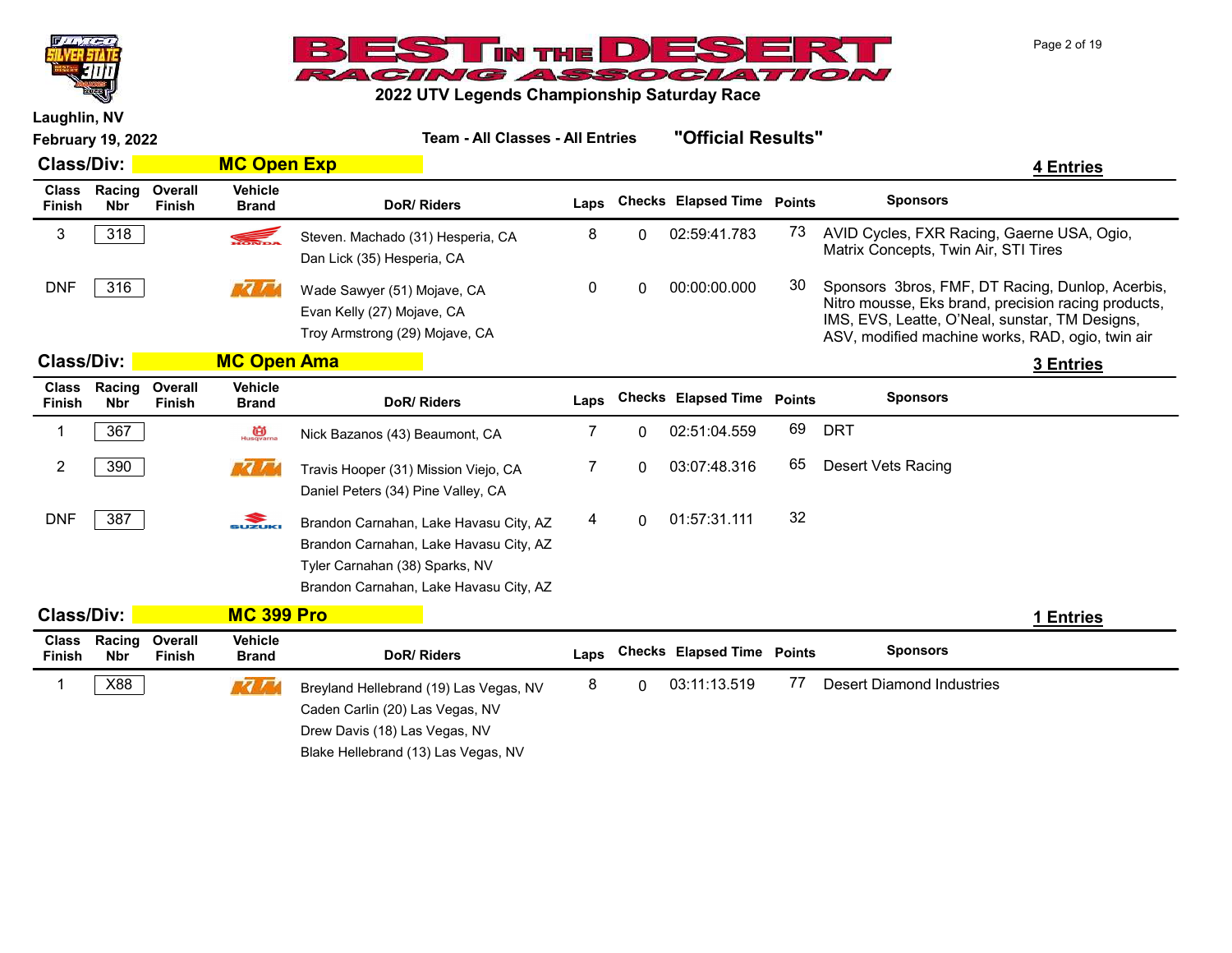# 2022 UTV Legends Championship Saturday Race

Laughlin, NV
February 19, 2022

Team - All Classes - All Entries "Official Results"

## Class/Div: MC Open Exp

4 Entries

| Class Finish | Racing Nbr | Overall Finish | Vehicle Brand | DoR/ Riders | Laps | Checks | Elapsed Time | Points | Sponsors |
|---|---|---|---|---|---|---|---|---|---|
| 3 | 318 | | HONDA | Steven. Machado (31) Hesperia, CA<br>Dan Lick (35) Hesperia, CA | 8 | 0 | 02:59:41.783 | 73 | AVID Cycles, FXR Racing, Gaerne USA, Ogio, Matrix Concepts, Twin Air, STI Tires |
| DNF | 316 | | KTM | Wade Sawyer (51) Mojave, CA<br>Evan Kelly (27) Mojave, CA<br>Troy Armstrong (29) Mojave, CA | 0 | 0 | 00:00:00.000 | 30 | Sponsors 3bros, FMF, DT Racing, Dunlop, Acerbis, Nitro mousse, Eks brand, precision racing products, IMS, EVS, Leatte, O'Neal, sunstar, TM Designs, ASV, modified machine works, RAD, ogio, twin air |

## Class/Div: MC Open Ama

3 Entries

| Class Finish | Racing Nbr | Overall Finish | Vehicle Brand | DoR/ Riders | Laps | Checks | Elapsed Time | Points | Sponsors |
|---|---|---|---|---|---|---|---|---|---|
| 1 | 367 | | Husqvarna | Nick Bazanos (43) Beaumont, CA | 7 | 0 | 02:51:04.559 | 69 | DRT |
| 2 | 390 | | KTM | Travis Hooper (31) Mission Viejo, CA<br>Daniel Peters (34) Pine Valley, CA | 7 | 0 | 03:07:48.316 | 65 | Desert Vets Racing |
| DNF | 387 | | SUZUKI | Brandon Carnahan, Lake Havasu City, AZ<br>Brandon Carnahan, Lake Havasu City, AZ<br>Tyler Carnahan (38) Sparks, NV<br>Brandon Carnahan, Lake Havasu City, AZ | 4 | 0 | 01:57:31.111 | 32 | |

## Class/Div: MC 399 Pro

1 Entries

| Class Finish | Racing Nbr | Overall Finish | Vehicle Brand | DoR/ Riders | Laps | Checks | Elapsed Time | Points | Sponsors |
|---|---|---|---|---|---|---|---|---|---|
| 1 | X88 | | KTM | Breyland Hellebrand (19) Las Vegas, NV<br>Caden Carlin (20) Las Vegas, NV<br>Drew Davis (18) Las Vegas, NV<br>Blake Hellebrand (13) Las Vegas, NV | 8 | 0 | 03:11:13.519 | 77 | Desert Diamond Industries |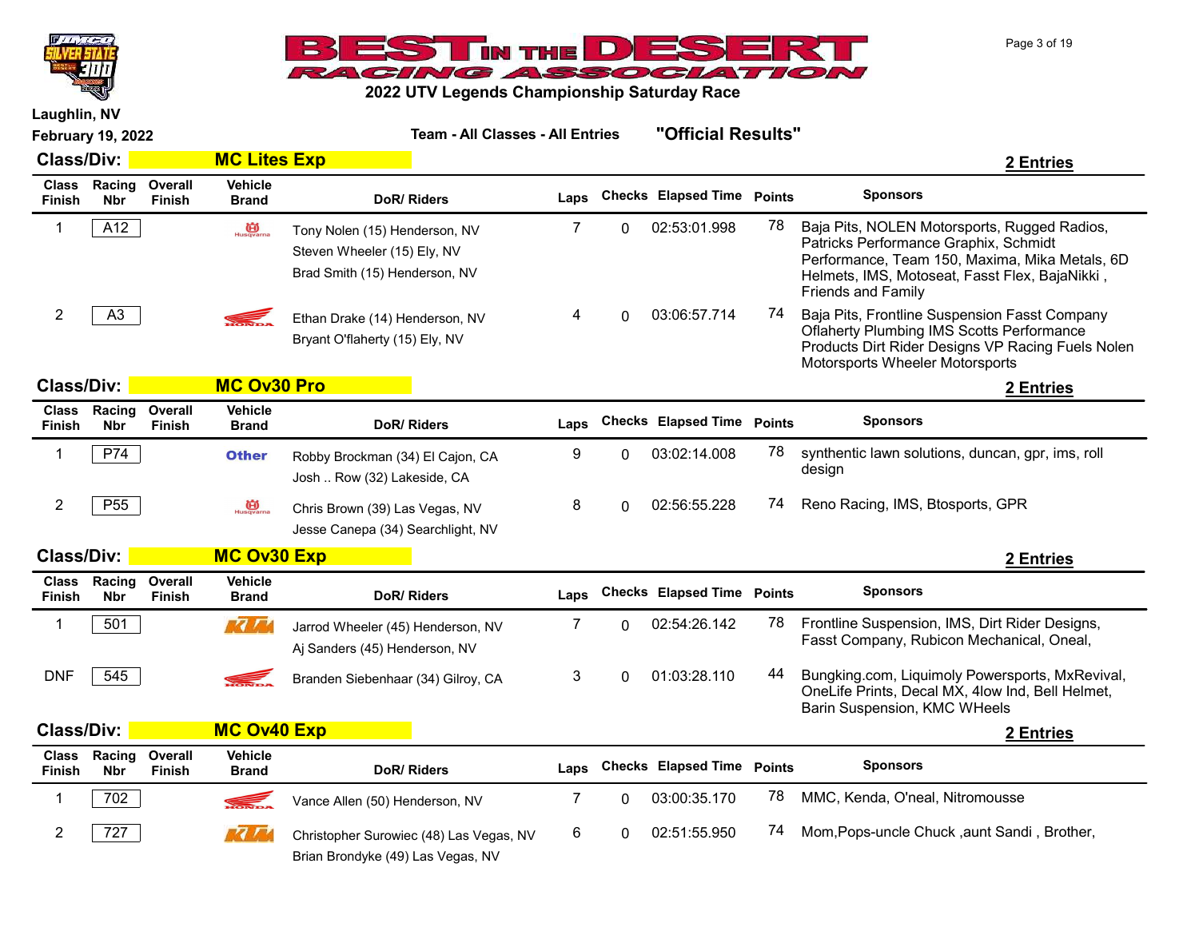# BEST IN THE DESERT RACING ASSOCIATION

## 2022 UTV Legends Championship Saturday Race

Laughlin, NV

February 19, 2022

**Team - All Classes - All Entries** **"Official Results"**

### Class/Div: MC Lites Exp — 2 Entries

| Class Finish | Racing Nbr | Overall Finish | Vehicle Brand | DoR/ Riders | Laps | Checks | Elapsed Time | Points | Sponsors |
|---|---|---|---|---|---|---|---|---|---|
| 1 | A12 | | Husqvarna | Tony Nolen (15) Henderson, NV<br>Steven Wheeler (15) Ely, NV<br>Brad Smith (15) Henderson, NV | 7 | 0 | 02:53:01.998 | 78 | Baja Pits, NOLEN Motorsports, Rugged Radios, Patricks Performance Graphix, Schmidt Performance, Team 150, Maxima, Mika Metals, 6D Helmets, IMS, Motoseat, Fasst Flex, BajaNikki , Friends and Family |
| 2 | A3 | | Honda | Ethan Drake (14) Henderson, NV<br>Bryant O'flaherty (15) Ely, NV | 4 | 0 | 03:06:57.714 | 74 | Baja Pits, Frontline Suspension Fasst Company Oflaherty Plumbing IMS Scotts Performance Products Dirt Rider Designs VP Racing Fuels Nolen Motorsports Wheeler Motorsports |

### Class/Div: MC Ov30 Pro — 2 Entries

| Class Finish | Racing Nbr | Overall Finish | Vehicle Brand | DoR/ Riders | Laps | Checks | Elapsed Time | Points | Sponsors |
|---|---|---|---|---|---|---|---|---|---|
| 1 | P74 | | Other | Robby Brockman (34) El Cajon, CA<br>Josh .. Row (32) Lakeside, CA | 9 | 0 | 03:02:14.008 | 78 | synthentic lawn solutions, duncan, gpr, ims, roll design |
| 2 | P55 | | Husqvarna | Chris Brown (39) Las Vegas, NV<br>Jesse Canepa (34) Searchlight, NV | 8 | 0 | 02:56:55.228 | 74 | Reno Racing, IMS, Btosports, GPR |

### Class/Div: MC Ov30 Exp — 2 Entries

| Class Finish | Racing Nbr | Overall Finish | Vehicle Brand | DoR/ Riders | Laps | Checks | Elapsed Time | Points | Sponsors |
|---|---|---|---|---|---|---|---|---|---|
| 1 | 501 | | KTM | Jarrod Wheeler (45) Henderson, NV<br>Aj Sanders (45) Henderson, NV | 7 | 0 | 02:54:26.142 | 78 | Frontline Suspension, IMS, Dirt Rider Designs, Fasst Company, Rubicon Mechanical, Oneal, |
| DNF | 545 | | Honda | Branden Siebenhaar (34) Gilroy, CA | 3 | 0 | 01:03:28.110 | 44 | Bungking.com, Liquimoly Powersports, MxRevival, OneLife Prints, Decal MX, 4low Ind, Bell Helmet, Barin Suspension, KMC WHeels |

### Class/Div: MC Ov40 Exp — 2 Entries

| Class Finish | Racing Nbr | Overall Finish | Vehicle Brand | DoR/ Riders | Laps | Checks | Elapsed Time | Points | Sponsors |
|---|---|---|---|---|---|---|---|---|---|
| 1 | 702 | | Honda | Vance Allen (50) Henderson, NV | 7 | 0 | 03:00:35.170 | 78 | MMC, Kenda, O'neal, Nitromousse |
| 2 | 727 | | KTM | Christopher Surowiec (48) Las Vegas, NV<br>Brian Brondyke (49) Las Vegas, NV | 6 | 0 | 02:51:55.950 | 74 | Mom,Pops-uncle Chuck ,aunt Sandi , Brother, |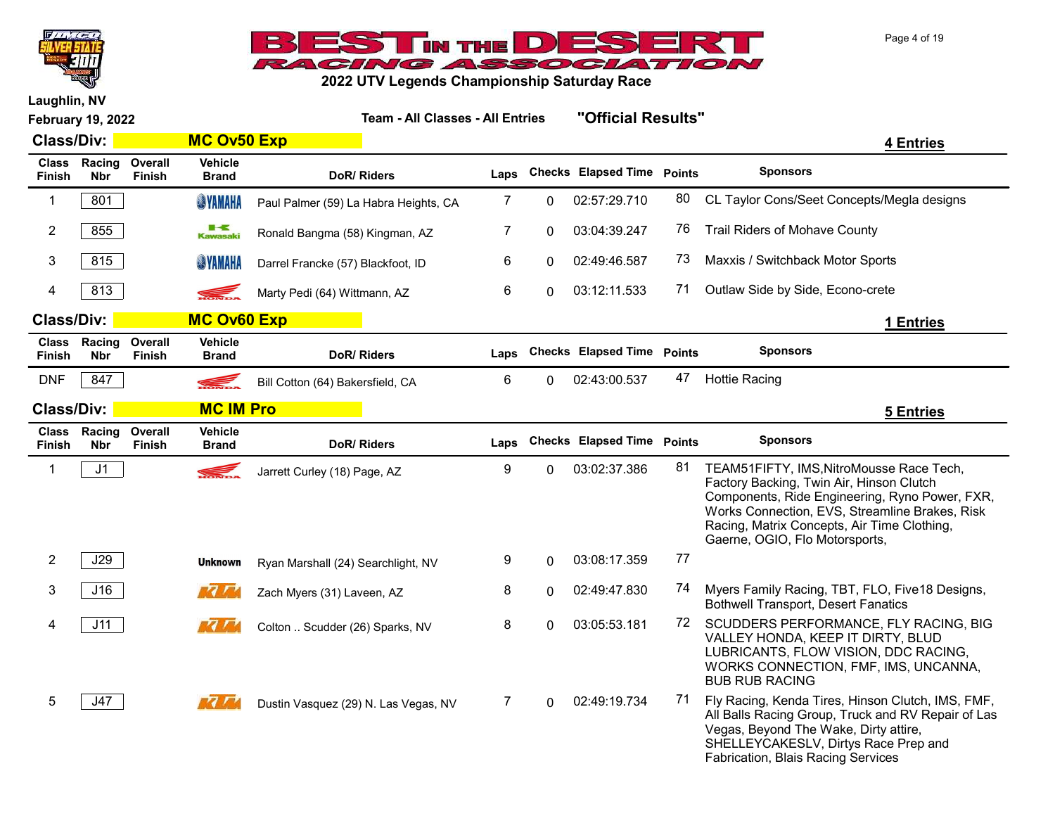# BEST IN THE DESERT RACING ASSOCIATION

## 2022 UTV Legends Championship Saturday Race

Laughlin, NV

February 19, 2022

Team - All Classes - All Entries **"Official Results"**

## Class/Div: MC Ov50 Exp

4 Entries

| Class Finish | Racing Nbr | Overall Finish | Vehicle Brand | DoR/ Riders | Laps | Checks | Elapsed Time | Points | Sponsors |
|---|---|---|---|---|---|---|---|---|---|
| 1 | 801 | | YAMAHA | Paul Palmer (59) La Habra Heights, CA | 7 | 0 | 02:57:29.710 | 80 | CL Taylor Cons/Seet Concepts/Megla designs |
| 2 | 855 | | Kawasaki | Ronald Bangma (58) Kingman, AZ | 7 | 0 | 03:04:39.247 | 76 | Trail Riders of Mohave County |
| 3 | 815 | | YAMAHA | Darrel Francke (57) Blackfoot, ID | 6 | 0 | 02:49:46.587 | 73 | Maxxis / Switchback Motor Sports |
| 4 | 813 | | HONDA | Marty Pedi (64) Wittmann, AZ | 6 | 0 | 03:12:11.533 | 71 | Outlaw Side by Side, Econo-crete |

## Class/Div: MC Ov60 Exp

1 Entries

| Class Finish | Racing Nbr | Overall Finish | Vehicle Brand | DoR/ Riders | Laps | Checks | Elapsed Time | Points | Sponsors |
|---|---|---|---|---|---|---|---|---|---|
| DNF | 847 | | HONDA | Bill Cotton (64) Bakersfield, CA | 6 | 0 | 02:43:00.537 | 47 | Hottie Racing |

## Class/Div: MC IM Pro

5 Entries

| Class Finish | Racing Nbr | Overall Finish | Vehicle Brand | DoR/ Riders | Laps | Checks | Elapsed Time | Points | Sponsors |
|---|---|---|---|---|---|---|---|---|---|
| 1 | J1 | | HONDA | Jarrett Curley (18) Page, AZ | 9 | 0 | 03:02:37.386 | 81 | TEAM51FIFTY, IMS,NitroMousse Race Tech, Factory Backing, Twin Air, Hinson Clutch Components, Ride Engineering, Ryno Power, FXR, Works Connection, EVS, Streamline Brakes, Risk Racing, Matrix Concepts, Air Time Clothing, Gaerne, OGIO, Flo Motorsports, |
| 2 | J29 | | Unknown | Ryan Marshall (24) Searchlight, NV | 9 | 0 | 03:08:17.359 | 77 | |
| 3 | J16 | | KTM | Zach Myers (31) Laveen, AZ | 8 | 0 | 02:49:47.830 | 74 | Myers Family Racing, TBT, FLO, Five18 Designs, Bothwell Transport, Desert Fanatics |
| 4 | J11 | | KTM | Colton .. Scudder (26) Sparks, NV | 8 | 0 | 03:05:53.181 | 72 | SCUDDERS PERFORMANCE, FLY RACING, BIG VALLEY HONDA, KEEP IT DIRTY, BLUD LUBRICANTS, FLOW VISION, DDC RACING, WORKS CONNECTION, FMF, IMS, UNCANNA, BUB RUB RACING |
| 5 | J47 | | KTM | Dustin Vasquez (29) N. Las Vegas, NV | 7 | 0 | 02:49:19.734 | 71 | Fly Racing, Kenda Tires, Hinson Clutch, IMS, FMF, All Balls Racing Group, Truck and RV Repair of Las Vegas, Beyond The Wake, Dirty attire, SHELLEYCAKESLV, Dirtys Race Prep and Fabrication, Blais Racing Services |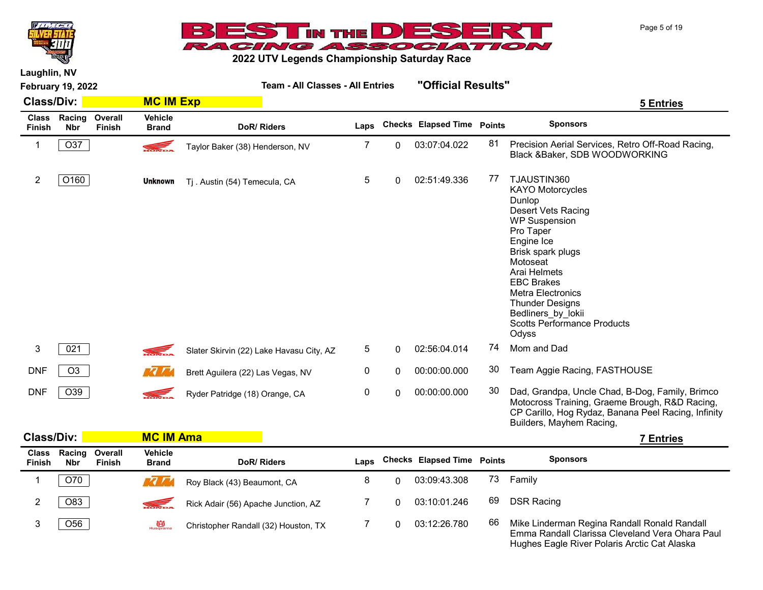# 2022 UTV Legends Championship Saturday Race

Laughlin, NV

February 19, 2022

Team - All Classes - All Entries "Official Results"

## Class/Div: MC IM Exp

**5 Entries**

| Class Finish | Racing Nbr | Overall Finish | Vehicle Brand | DoR/ Riders | Laps | Checks | Elapsed Time | Points | Sponsors |
|---|---|---|---|---|---|---|---|---|---|
| 1 | O37 | | Honda | Taylor Baker (38) Henderson, NV | 7 | 0 | 03:07:04.022 | 81 | Precision Aerial Services, Retro Off-Road Racing, Black &Baker, SDB WOODWORKING |
| 2 | O160 | | Unknown | Tj . Austin (54) Temecula, CA | 5 | 0 | 02:51:49.336 | 77 | TJAUSTIN360 KAYO Motorcycles Dunlop Desert Vets Racing WP Suspension Pro Taper Engine Ice Brisk spark plugs Motoseat Arai Helmets EBC Brakes Metra Electronics Thunder Designs Bedliners_by_lokii Scotts Performance Products Odyss |
| 3 | 021 | | Honda | Slater Skirvin (22) Lake Havasu City, AZ | 5 | 0 | 02:56:04.014 | 74 | Mom and Dad |
| DNF | O3 | | KTM | Brett Aguilera (22) Las Vegas, NV | 0 | 0 | 00:00:00.000 | 30 | Team Aggie Racing, FASTHOUSE |
| DNF | O39 | | Honda | Ryder Patridge (18) Orange, CA | 0 | 0 | 00:00:00.000 | 30 | Dad, Grandpa, Uncle Chad, B-Dog, Family, Brimco Motocross Training, Graeme Brough, R&D Racing, CP Carillo, Hog Rydaz, Banana Peel Racing, Infinity Builders, Mayhem Racing, |

## Class/Div: MC IM Ama

**7 Entries**

| Class Finish | Racing Nbr | Overall Finish | Vehicle Brand | DoR/ Riders | Laps | Checks | Elapsed Time | Points | Sponsors |
|---|---|---|---|---|---|---|---|---|---|
| 1 | O70 | | KTM | Roy Black (43) Beaumont, CA | 8 | 0 | 03:09:43.308 | 73 | Family |
| 2 | O83 | | Honda | Rick Adair (56) Apache Junction, AZ | 7 | 0 | 03:10:01.246 | 69 | DSR Racing |
| 3 | O56 | | Husqvarna | Christopher Randall (32) Houston, TX | 7 | 0 | 03:12:26.780 | 66 | Mike Linderman Regina Randall Ronald Randall Emma Randall Clarissa Cleveland Vera Ohara Paul Hughes Eagle River Polaris Arctic Cat Alaska |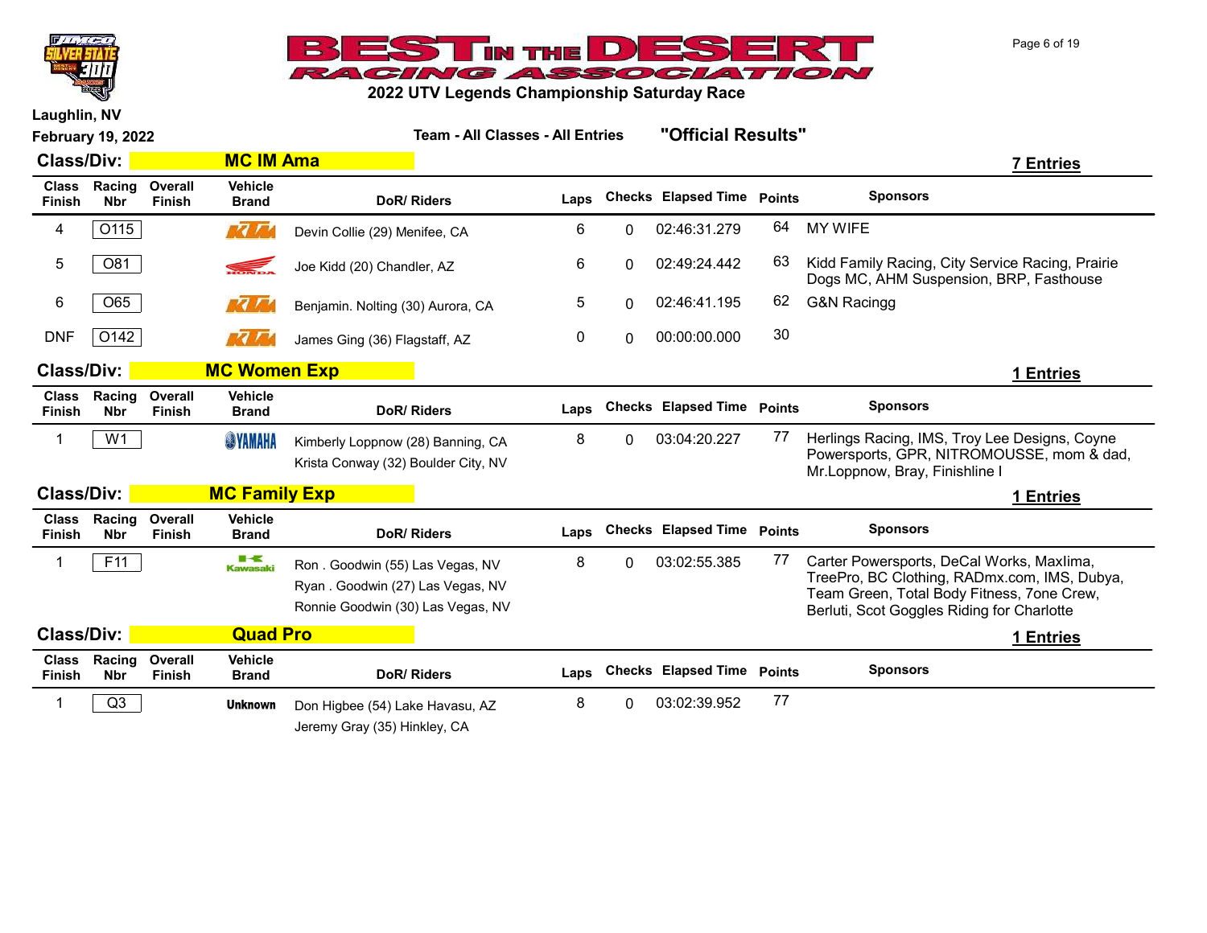# BEST IN THE DESERT RACING ASSOCIATION

**2022 UTV Legends Championship Saturday Race**

**Laughlin, NV**

**February 19, 2022**

**Team - All Classes - All Entries** **"Official Results"**

## Class/Div: MC IM Ama

**7 Entries**

| Class Finish | Racing Nbr | Overall Finish | Vehicle Brand | DoR/ Riders | Laps | Checks | Elapsed Time | Points | Sponsors |
|---|---|---|---|---|---|---|---|---|---|
| 4 | O115 | | KTM | Devin Collie (29) Menifee, CA | 6 | 0 | 02:46:31.279 | 64 | MY WIFE |
| 5 | O81 | | HONDA | Joe Kidd (20) Chandler, AZ | 6 | 0 | 02:49:24.442 | 63 | Kidd Family Racing, City Service Racing, Prairie Dogs MC, AHM Suspension, BRP, Fasthouse |
| 6 | O65 | | KTM | Benjamin. Nolting (30) Aurora, CA | 5 | 0 | 02:46:41.195 | 62 | G&N Racingg |
| DNF | O142 | | KTM | James Ging (36) Flagstaff, AZ | 0 | 0 | 00:00:00.000 | 30 | |

## Class/Div: MC Women Exp

**1 Entries**

| Class Finish | Racing Nbr | Overall Finish | Vehicle Brand | DoR/ Riders | Laps | Checks | Elapsed Time | Points | Sponsors |
|---|---|---|---|---|---|---|---|---|---|
| 1 | W1 | | YAMAHA | Kimberly Loppnow (28) Banning, CA<br>Krista Conway (32) Boulder City, NV | 8 | 0 | 03:04:20.227 | 77 | Herlings Racing, IMS, Troy Lee Designs, Coyne Powersports, GPR, NITROMOUSSE, mom & dad, Mr.Loppnow, Bray, Finishline I |

## Class/Div: MC Family Exp

**1 Entries**

| Class Finish | Racing Nbr | Overall Finish | Vehicle Brand | DoR/ Riders | Laps | Checks | Elapsed Time | Points | Sponsors |
|---|---|---|---|---|---|---|---|---|---|
| 1 | F11 | | Kawasaki | Ron . Goodwin (55) Las Vegas, NV<br>Ryan . Goodwin (27) Las Vegas, NV<br>Ronnie Goodwin (30) Las Vegas, NV | 8 | 0 | 03:02:55.385 | 77 | Carter Powersports, DeCal Works, Maxlima, TreePro, BC Clothing, RADmx.com, IMS, Dubya, Team Green, Total Body Fitness, 7one Crew, Berluti, Scot Goggles Riding for Charlotte |

## Class/Div: Quad Pro

**1 Entries**

| Class Finish | Racing Nbr | Overall Finish | Vehicle Brand | DoR/ Riders | Laps | Checks | Elapsed Time | Points | Sponsors |
|---|---|---|---|---|---|---|---|---|---|
| 1 | Q3 | | Unknown | Don Higbee (54) Lake Havasu, AZ<br>Jeremy Gray (35) Hinkley, CA | 8 | 0 | 03:02:39.952 | 77 | |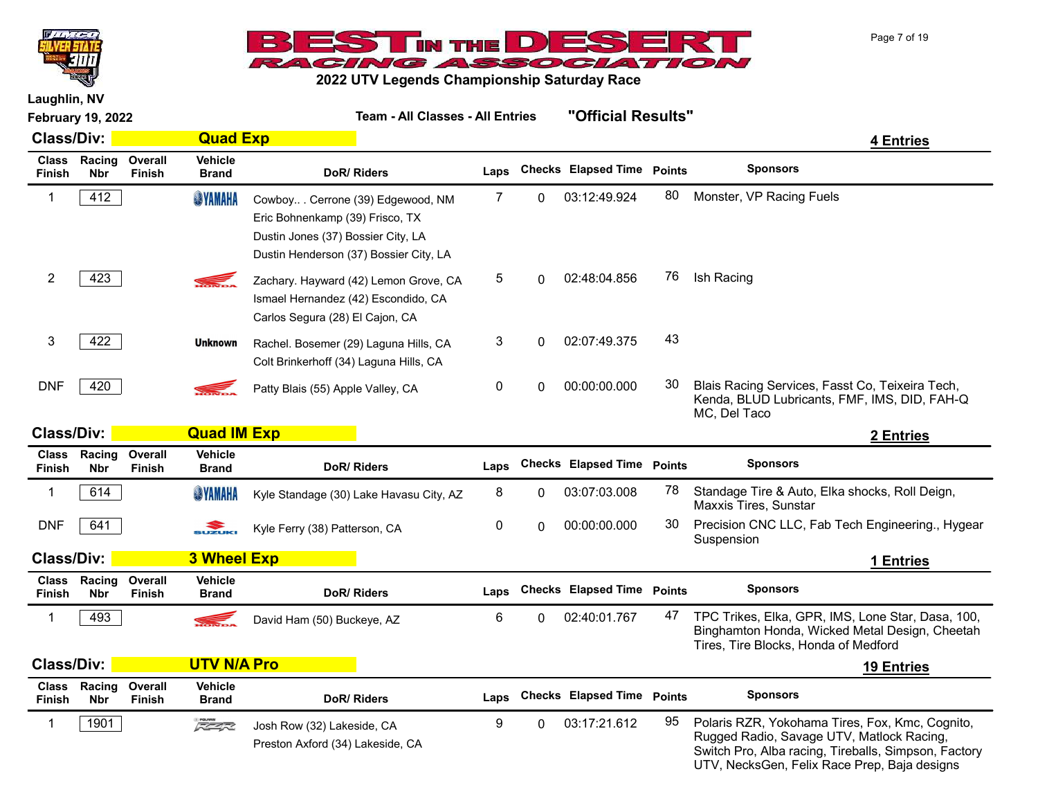# BEST IN THE DESERT RACING ASSOCIATION

## 2022 UTV Legends Championship Saturday Race

Laughlin, NV

February 19, 2022

Team - All Classes - All Entries

**"Official Results"**

### Class/Div: Quad Exp

**4 Entries**

| Class Finish | Racing Nbr | Overall Finish | Vehicle Brand | DoR/ Riders | Laps | Checks | Elapsed Time | Points | Sponsors |
|---|---|---|---|---|---|---|---|---|---|
| 1 | 412 | | YAMAHA | Cowboy.. . Cerrone (39) Edgewood, NM<br>Eric Bohnenkamp (39) Frisco, TX<br>Dustin Jones (37) Bossier City, LA<br>Dustin Henderson (37) Bossier City, LA | 7 | 0 | 03:12:49.924 | 80 | Monster, VP Racing Fuels |
| 2 | 423 | | HONDA | Zachary. Hayward (42) Lemon Grove, CA<br>Ismael Hernandez (42) Escondido, CA<br>Carlos Segura (28) El Cajon, CA | 5 | 0 | 02:48:04.856 | 76 | Ish Racing |
| 3 | 422 | | Unknown | Rachel. Bosemer (29) Laguna Hills, CA<br>Colt Brinkerhoff (34) Laguna Hills, CA | 3 | 0 | 02:07:49.375 | 43 | |
| DNF | 420 | | HONDA | Patty Blais (55) Apple Valley, CA | 0 | 0 | 00:00:00.000 | 30 | Blais Racing Services, Fasst Co, Teixeira Tech, Kenda, BLUD Lubricants, FMF, IMS, DID, FAH-Q MC, Del Taco |

### Class/Div: Quad IM Exp

**2 Entries**

| Class Finish | Racing Nbr | Overall Finish | Vehicle Brand | DoR/ Riders | Laps | Checks | Elapsed Time | Points | Sponsors |
|---|---|---|---|---|---|---|---|---|---|
| 1 | 614 | | YAMAHA | Kyle Standage (30) Lake Havasu City, AZ | 8 | 0 | 03:07:03.008 | 78 | Standage Tire & Auto, Elka shocks, Roll Deign, Maxxis Tires, Sunstar |
| DNF | 641 | | SUZUKI | Kyle Ferry (38) Patterson, CA | 0 | 0 | 00:00:00.000 | 30 | Precision CNC LLC, Fab Tech Engineering., Hygear Suspension |

### Class/Div: 3 Wheel Exp

**1 Entries**

| Class Finish | Racing Nbr | Overall Finish | Vehicle Brand | DoR/ Riders | Laps | Checks | Elapsed Time | Points | Sponsors |
|---|---|---|---|---|---|---|---|---|---|
| 1 | 493 | | HONDA | David Ham (50) Buckeye, AZ | 6 | 0 | 02:40:01.767 | 47 | TPC Trikes, Elka, GPR, IMS, Lone Star, Dasa, 100, Binghamton Honda, Wicked Metal Design, Cheetah Tires, Tire Blocks, Honda of Medford |

### Class/Div: UTV N/A Pro

**19 Entries**

| Class Finish | Racing Nbr | Overall Finish | Vehicle Brand | DoR/ Riders | Laps | Checks | Elapsed Time | Points | Sponsors |
|---|---|---|---|---|---|---|---|---|---|
| 1 | 1901 | | POLARIS RZR | Josh Row (32) Lakeside, CA<br>Preston Axford (34) Lakeside, CA | 9 | 0 | 03:17:21.612 | 95 | Polaris RZR, Yokohama Tires, Fox, Kmc, Cognito, Rugged Radio, Savage UTV, Matlock Racing, Switch Pro, Alba racing, Tireballs, Simpson, Factory UTV, NecksGen, Felix Race Prep, Baja designs |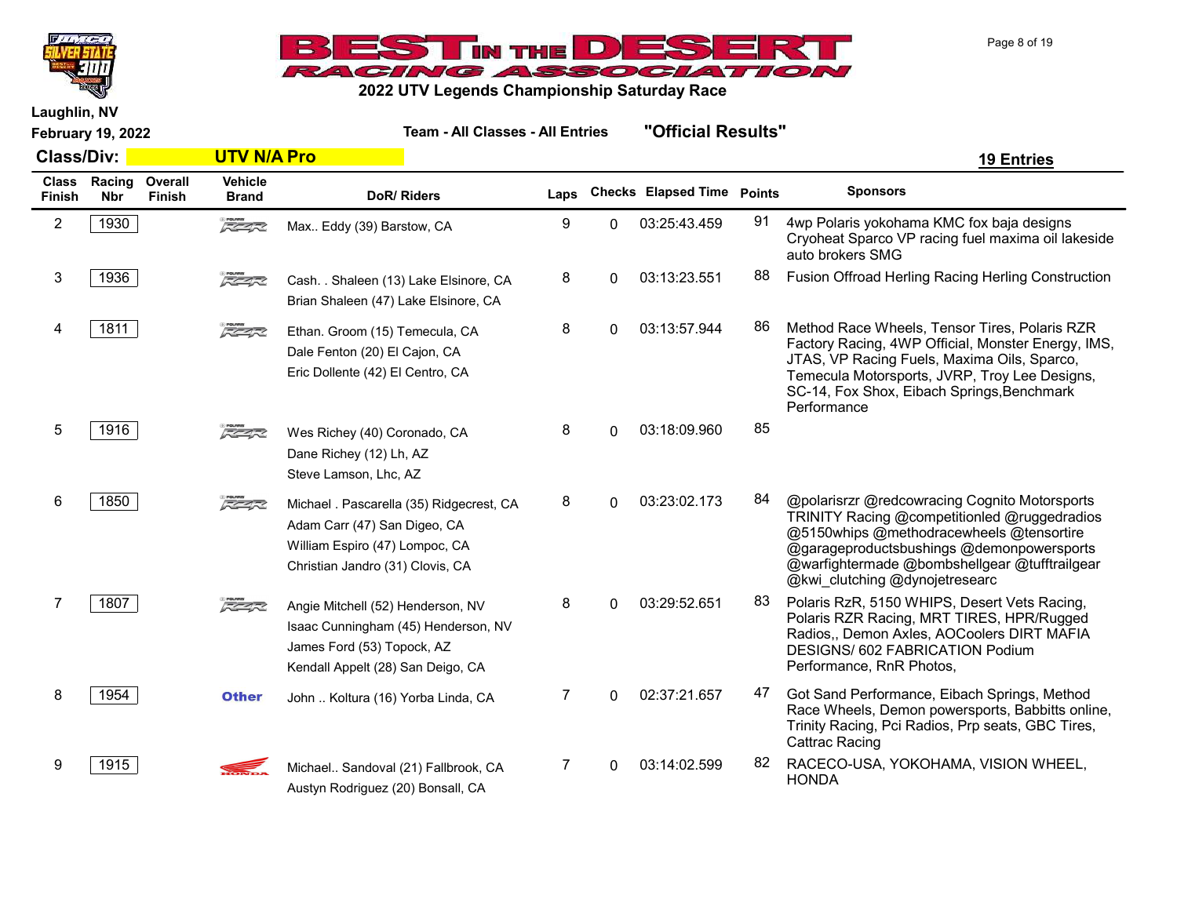# BEST IN THE DESERT RACING ASSOCIATION

**2022 UTV Legends Championship Saturday Race**

**Laughlin, NV**

**February 19, 2022**

**Team - All Classes - All Entries** **"Official Results"**

**Class/Div: UTV N/A Pro** **19 Entries**

| Class Finish | Racing Nbr | Overall Finish | Vehicle Brand | DoR/ Riders | Laps | Checks | Elapsed Time | Points | Sponsors |
|---|---|---|---|---|---|---|---|---|---|
| 2 | 1930 | | Polaris RZR | Max.. Eddy (39) Barstow, CA | 9 | 0 | 03:25:43.459 | 91 | 4wp Polaris yokohama KMC fox baja designs Cryoheat Sparco VP racing fuel maxima oil lakeside auto brokers SMG |
| 3 | 1936 | | Polaris RZR | Cash. . Shaleen (13) Lake Elsinore, CA<br>Brian Shaleen (47) Lake Elsinore, CA | 8 | 0 | 03:13:23.551 | 88 | Fusion Offroad Herling Racing Herling Construction |
| 4 | 1811 | | Polaris RZR | Ethan. Groom (15) Temecula, CA<br>Dale Fenton (20) El Cajon, CA<br>Eric Dollente (42) El Centro, CA | 8 | 0 | 03:13:57.944 | 86 | Method Race Wheels, Tensor Tires, Polaris RZR Factory Racing, 4WP Official, Monster Energy, IMS, JTAS, VP Racing Fuels, Maxima Oils, Sparco, Temecula Motorsports, JVRP, Troy Lee Designs, SC-14, Fox Shox, Eibach Springs,Benchmark Performance |
| 5 | 1916 | | Polaris RZR | Wes Richey (40) Coronado, CA<br>Dane Richey (12) Lh, AZ<br>Steve Lamson, Lhc, AZ | 8 | 0 | 03:18:09.960 | 85 | |
| 6 | 1850 | | Polaris RZR | Michael . Pascarella (35) Ridgecrest, CA<br>Adam Carr (47) San Digeo, CA<br>William Espiro (47) Lompoc, CA<br>Christian Jandro (31) Clovis, CA | 8 | 0 | 03:23:02.173 | 84 | @polarisrzr @redcowracing Cognito Motorsports TRINITY Racing @competitionled @ruggedradios @5150whips @methodracewheels @tensortire @garageproductsbushings @demonpowersports @warfightermade @bombshellgear @tufftrailgear @kwi_clutching @dynojetresearc |
| 7 | 1807 | | Polaris RZR | Angie Mitchell (52) Henderson, NV<br>Isaac Cunningham (45) Henderson, NV<br>James Ford (53) Topock, AZ<br>Kendall Appelt (28) San Deigo, CA | 8 | 0 | 03:29:52.651 | 83 | Polaris RzR, 5150 WHIPS, Desert Vets Racing, Polaris RZR Racing, MRT TIRES, HPR/Rugged Radios,, Demon Axles, AOCoolers DIRT MAFIA DESIGNS/ 602 FABRICATION Podium Performance, RnR Photos, |
| 8 | 1954 | | Other | John .. Koltura (16) Yorba Linda, CA | 7 | 0 | 02:37:21.657 | 47 | Got Sand Performance, Eibach Springs, Method Race Wheels, Demon powersports, Babbitts online, Trinity Racing, Pci Radios, Prp seats, GBC Tires, Cattrac Racing |
| 9 | 1915 | | Honda | Michael.. Sandoval (21) Fallbrook, CA<br>Austyn Rodriguez (20) Bonsall, CA | 7 | 0 | 03:14:02.599 | 82 | RACECO-USA, YOKOHAMA, VISION WHEEL, HONDA |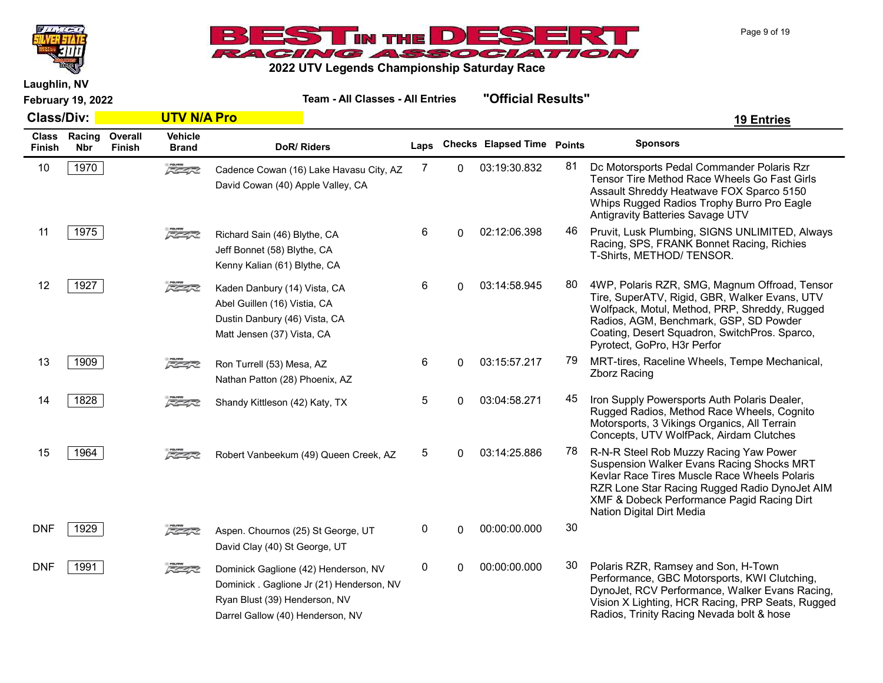# BEST IN THE DESERT RACING ASSOCIATION

## 2022 UTV Legends Championship Saturday Race

Laughlin, NV

February 19, 2022

Team - All Classes - All Entries "Official Results"

**Class/Div: UTV N/A Pro** **19 Entries**

| Class Finish | Racing Nbr | Overall Finish | Vehicle Brand | DoR/ Riders | Laps | Checks | Elapsed Time | Points | Sponsors |
|---|---|---|---|---|---|---|---|---|---|
| 10 | 1970 | | RZR | Cadence Cowan (16) Lake Havasu City, AZ<br>David Cowan (40) Apple Valley, CA | 7 | 0 | 03:19:30.832 | 81 | Dc Motorsports Pedal Commander Polaris Rzr Tensor Tire Method Race Wheels Go Fast Girls Assault Shreddy Heatwave FOX Sparco 5150 Whips Rugged Radios Trophy Burro Pro Eagle Antigravity Batteries Savage UTV |
| 11 | 1975 | | RZR | Richard Sain (46) Blythe, CA<br>Jeff Bonnet (58) Blythe, CA<br>Kenny Kalian (61) Blythe, CA | 6 | 0 | 02:12:06.398 | 46 | Pruvit, Lusk Plumbing, SIGNS UNLIMITED, Always Racing, SPS, FRANK Bonnet Racing, Richies T-Shirts, METHOD/ TENSOR. |
| 12 | 1927 | | RZR | Kaden Danbury (14) Vista, CA<br>Abel Guillen (16) Vistia, CA<br>Dustin Danbury (46) Vista, CA<br>Matt Jensen (37) Vista, CA | 6 | 0 | 03:14:58.945 | 80 | 4WP, Polaris RZR, SMG, Magnum Offroad, Tensor Tire, SuperATV, Rigid, GBR, Walker Evans, UTV Wolfpack, Motul, Method, PRP, Shreddy, Rugged Radios, AGM, Benchmark, GSP, SD Powder Coating, Desert Squadron, SwitchPros. Sparco, Pyrotect, GoPro, H3r Perfor |
| 13 | 1909 | | RZR | Ron Turrell (53) Mesa, AZ<br>Nathan Patton (28) Phoenix, AZ | 6 | 0 | 03:15:57.217 | 79 | MRT-tires, Raceline Wheels, Tempe Mechanical, Zborz Racing |
| 14 | 1828 | | RZR | Shandy Kittleson (42) Katy, TX | 5 | 0 | 03:04:58.271 | 45 | Iron Supply Powersports Auth Polaris Dealer, Rugged Radios, Method Race Wheels, Cognito Motorsports, 3 Vikings Organics, All Terrain Concepts, UTV WolfPack, Airdam Clutches |
| 15 | 1964 | | RZR | Robert Vanbeekum (49) Queen Creek, AZ | 5 | 0 | 03:14:25.886 | 78 | R-N-R Steel Rob Muzzy Racing Yaw Power Suspension Walker Evans Racing Shocks MRT Kevlar Race Tires Muscle Race Wheels Polaris RZR Lone Star Racing Rugged Radio DynoJet AIM XMF & Dobeck Performance Pagid Racing Dirt Nation Digital Dirt Media |
| DNF | 1929 | | RZR | Aspen. Chournos (25) St George, UT<br>David Clay (40) St George, UT | 0 | 0 | 00:00:00.000 | 30 | |
| DNF | 1991 | | RZR | Dominick Gaglione (42) Henderson, NV<br>Dominick . Gaglione Jr (21) Henderson, NV<br>Ryan Blust (39) Henderson, NV<br>Darrel Gallow (40) Henderson, NV | 0 | 0 | 00:00:00.000 | 30 | Polaris RZR, Ramsey and Son, H-Town Performance, GBC Motorsports, KWI Clutching, DynoJet, RCV Performance, Walker Evans Racing, Vision X Lighting, HCR Racing, PRP Seats, Rugged Radios, Trinity Racing Nevada bolt & hose |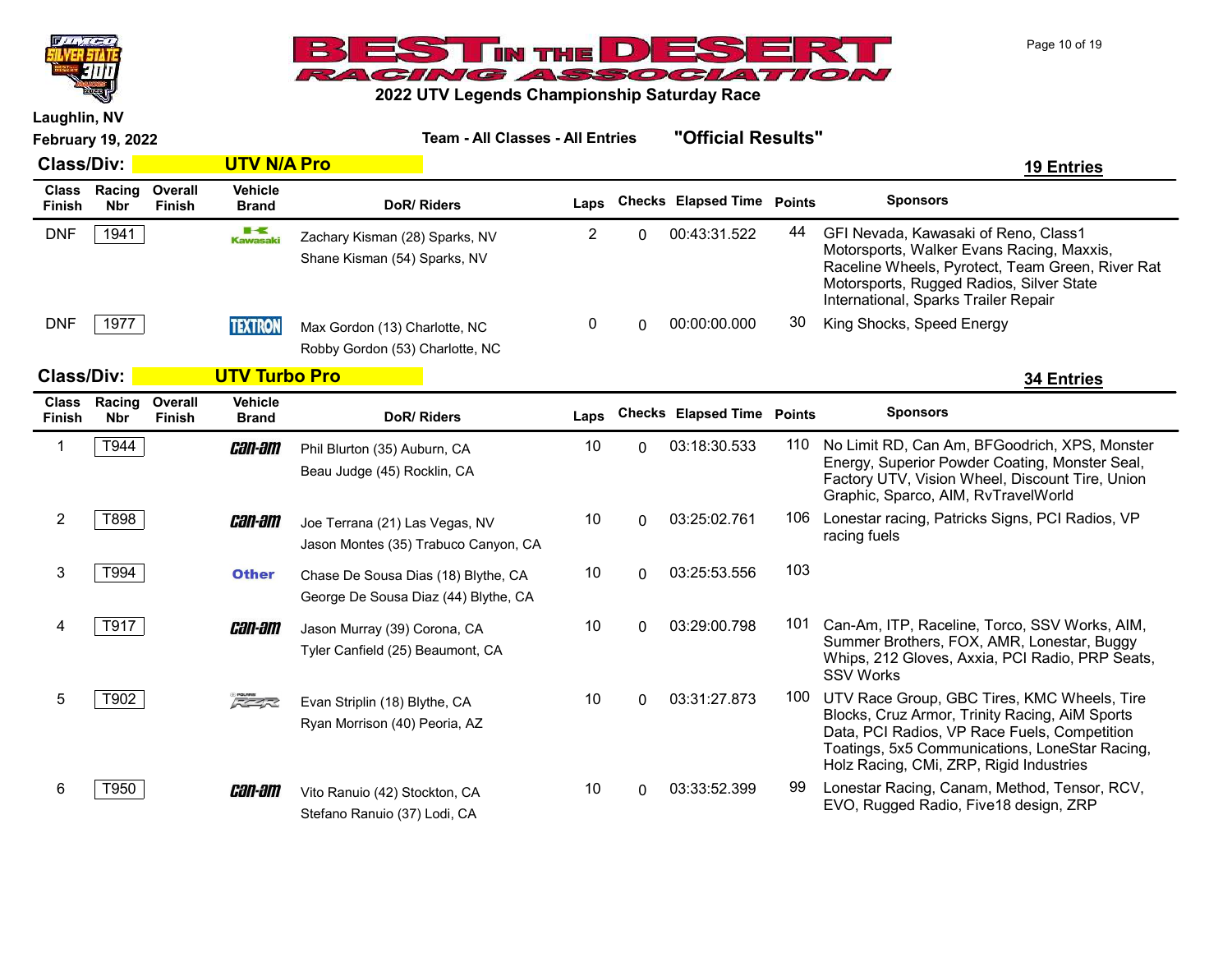## 2022 UTV Legends Championship Saturday Race

Laughlin, NV

February 19, 2022

**Team - All Classes - All Entries** **"Official Results"**

### Class/Div: UTV N/A Pro

**19 Entries**

| Class Finish | Racing Nbr | Overall Finish | Vehicle Brand | DoR/ Riders | Laps | Checks | Elapsed Time | Points | Sponsors |
|---|---|---|---|---|---|---|---|---|---|
| DNF | 1941 | | Kawasaki | Zachary Kisman (28) Sparks, NV<br>Shane Kisman (54) Sparks, NV | 2 | 0 | 00:43:31.522 | 44 | GFI Nevada, Kawasaki of Reno, Class1 Motorsports, Walker Evans Racing, Maxxis, Raceline Wheels, Pyrotect, Team Green, River Rat Motorsports, Rugged Radios, Silver State International, Sparks Trailer Repair |
| DNF | 1977 | | TEXTRON | Max Gordon (13) Charlotte, NC<br>Robby Gordon (53) Charlotte, NC | 0 | 0 | 00:00:00.000 | 30 | King Shocks, Speed Energy |

### Class/Div: UTV Turbo Pro

**34 Entries**

| Class Finish | Racing Nbr | Overall Finish | Vehicle Brand | DoR/ Riders | Laps | Checks | Elapsed Time | Points | Sponsors |
|---|---|---|---|---|---|---|---|---|---|
| 1 | T944 | | Can-Am | Phil Blurton (35) Auburn, CA<br>Beau Judge (45) Rocklin, CA | 10 | 0 | 03:18:30.533 | 110 | No Limit RD, Can Am, BFGoodrich, XPS, Monster Energy, Superior Powder Coating, Monster Seal, Factory UTV, Vision Wheel, Discount Tire, Union Graphic, Sparco, AIM, RvTravelWorld |
| 2 | T898 | | Can-Am | Joe Terrana (21) Las Vegas, NV<br>Jason Montes (35) Trabuco Canyon, CA | 10 | 0 | 03:25:02.761 | 106 | Lonestar racing, Patricks Signs, PCI Radios, VP racing fuels |
| 3 | T994 | | Other | Chase De Sousa Dias (18) Blythe, CA<br>George De Sousa Diaz (44) Blythe, CA | 10 | 0 | 03:25:53.556 | 103 | |
| 4 | T917 | | Can-Am | Jason Murray (39) Corona, CA<br>Tyler Canfield (25) Beaumont, CA | 10 | 0 | 03:29:00.798 | 101 | Can-Am, ITP, Raceline, Torco, SSV Works, AIM, Summer Brothers, FOX, AMR, Lonestar, Buggy Whips, 212 Gloves, Axxia, PCI Radio, PRP Seats, SSV Works |
| 5 | T902 | | Polaris RZR | Evan Striplin (18) Blythe, CA<br>Ryan Morrison (40) Peoria, AZ | 10 | 0 | 03:31:27.873 | 100 | UTV Race Group, GBC Tires, KMC Wheels, Tire Blocks, Cruz Armor, Trinity Racing, AiM Sports Data, PCI Radios, VP Race Fuels, Competition Toatings, 5x5 Communications, LoneStar Racing, Holz Racing, CMi, ZRP, Rigid Industries |
| 6 | T950 | | Can-Am | Vito Ranuio (42) Stockton, CA<br>Stefano Ranuio (37) Lodi, CA | 10 | 0 | 03:33:52.399 | 99 | Lonestar Racing, Canam, Method, Tensor, RCV, EVO, Rugged Radio, Five18 design, ZRP |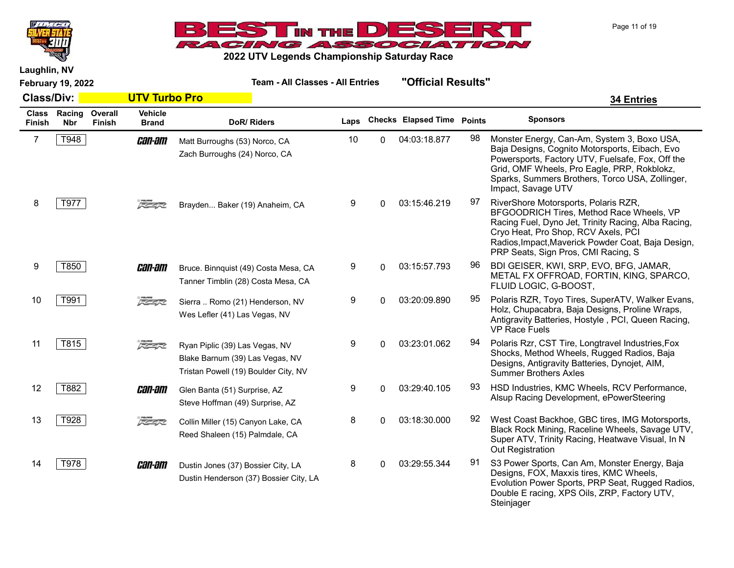# BEST IN THE DESERT RACING ASSOCIATION

## 2022 UTV Legends Championship Saturday Race

Laughlin, NV

February 19, 2022

Team - All Classes - All Entries **"Official Results"**

**Class/Div: UTV Turbo Pro** **34 Entries**

| Class Finish | Racing Nbr | Overall Finish | Vehicle Brand | DoR/ Riders | Laps | Checks | Elapsed Time | Points | Sponsors |
|---|---|---|---|---|---|---|---|---|---|
| 7 | T948 | | Can-Am | Matt Burroughs (53) Norco, CA<br>Zach Burroughs (24) Norco, CA | 10 | 0 | 04:03:18.877 | 98 | Monster Energy, Can-Am, System 3, Boxo USA, Baja Designs, Cognito Motorsports, Eibach, Evo Powersports, Factory UTV, Fuelsafe, Fox, Off the Grid, OMF Wheels, Pro Eagle, PRP, Rokblokz, Sparks, Summers Brothers, Torco USA, Zollinger, Impact, Savage UTV |
| 8 | T977 | | Polaris RZR | Brayden... Baker (19) Anaheim, CA | 9 | 0 | 03:15:46.219 | 97 | RiverShore Motorsports, Polaris RZR, BFGOODRICH Tires, Method Race Wheels, VP Racing Fuel, Dyno Jet, Trinity Racing, Alba Racing, Cryo Heat, Pro Shop, RCV Axels, PCI Radios,Impact,Maverick Powder Coat, Baja Design, PRP Seats, Sign Pros, CMI Racing, S |
| 9 | T850 | | Can-Am | Bruce. Binnquist (49) Costa Mesa, CA<br>Tanner Timblin (28) Costa Mesa, CA | 9 | 0 | 03:15:57.793 | 96 | BDI GEISER, KWI, SRP, EVO, BFG, JAMAR, METAL FX OFFROAD, FORTIN, KING, SPARCO, FLUID LOGIC, G-BOOST, |
| 10 | T991 | | Polaris RZR | Sierra .. Romo (21) Henderson, NV<br>Wes Lefler (41) Las Vegas, NV | 9 | 0 | 03:20:09.890 | 95 | Polaris RZR, Toyo Tires, SuperATV, Walker Evans, Holz, Chupacabra, Baja Designs, Proline Wraps, Antigravity Batteries, Hostyle , PCI, Queen Racing, VP Race Fuels |
| 11 | T815 | | Polaris RZR | Ryan Piplic (39) Las Vegas, NV<br>Blake Barnum (39) Las Vegas, NV<br>Tristan Powell (19) Boulder City, NV | 9 | 0 | 03:23:01.062 | 94 | Polaris Rzr, CST Tire, Longtravel Industries,Fox Shocks, Method Wheels, Rugged Radios, Baja Designs, Antigravity Batteries, Dynojet, AIM, Summer Brothers Axles |
| 12 | T882 | | Can-Am | Glen Banta (51) Surprise, AZ<br>Steve Hoffman (49) Surprise, AZ | 9 | 0 | 03:29:40.105 | 93 | HSD Industries, KMC Wheels, RCV Performance, Alsup Racing Development, ePowerSteering |
| 13 | T928 | | Polaris RZR | Collin Miller (15) Canyon Lake, CA<br>Reed Shaleen (15) Palmdale, CA | 8 | 0 | 03:18:30.000 | 92 | West Coast Backhoe, GBC tires, IMG Motorsports, Black Rock Mining, Raceline Wheels, Savage UTV, Super ATV, Trinity Racing, Heatwave Visual, In N Out Registration |
| 14 | T978 | | Can-Am | Dustin Jones (37) Bossier City, LA<br>Dustin Henderson (37) Bossier City, LA | 8 | 0 | 03:29:55.344 | 91 | S3 Power Sports, Can Am, Monster Energy, Baja Designs, FOX, Maxxis tires, KMC Wheels, Evolution Power Sports, PRP Seat, Rugged Radios, Double E racing, XPS Oils, ZRP, Factory UTV, Steinjager |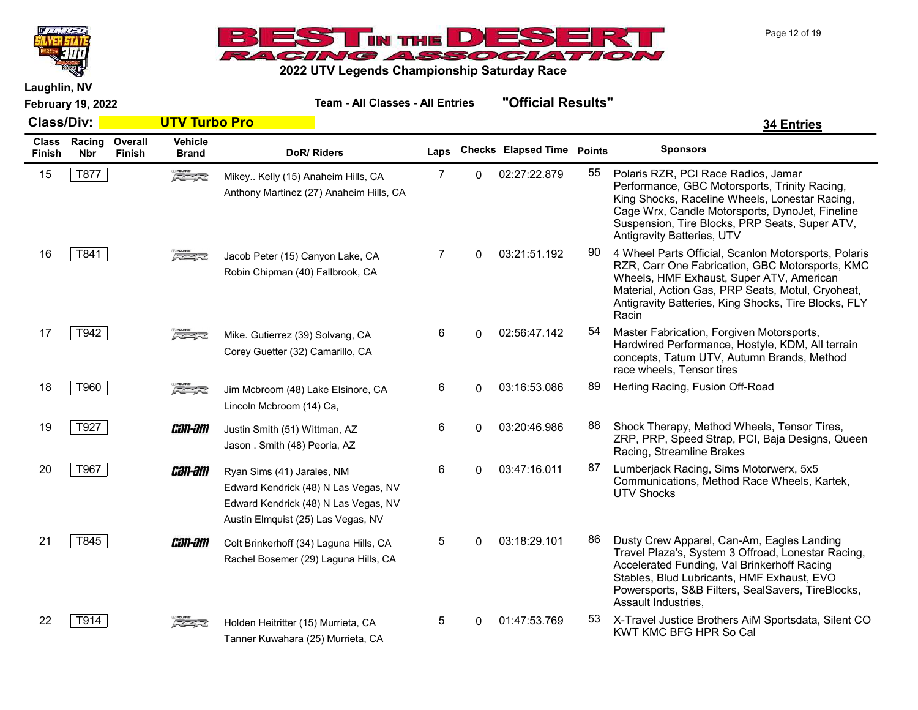# BEST IN THE DESERT RACING ASSOCIATION

## 2022 UTV Legends Championship Saturday Race

Laughlin, NV

February 19, 2022

Team - All Classes - All Entries

**"Official Results"**

**Class/Div: UTV Turbo Pro**

**34 Entries**

| Class Finish | Racing Nbr | Overall Finish | Vehicle Brand | DoR/ Riders | Laps | Checks | Elapsed Time | Points | Sponsors |
|---|---|---|---|---|---|---|---|---|---|
| 15 | T877 | | Polaris RZR | Mikey.. Kelly (15) Anaheim Hills, CA<br>Anthony Martinez (27) Anaheim Hills, CA | 7 | 0 | 02:27:22.879 | 55 | Polaris RZR, PCI Race Radios, Jamar Performance, GBC Motorsports, Trinity Racing, King Shocks, Raceline Wheels, Lonestar Racing, Cage Wrx, Candle Motorsports, DynoJet, Fineline Suspension, Tire Blocks, PRP Seats, Super ATV, Antigravity Batteries, UTV |
| 16 | T841 | | Polaris RZR | Jacob Peter (15) Canyon Lake, CA<br>Robin Chipman (40) Fallbrook, CA | 7 | 0 | 03:21:51.192 | 90 | 4 Wheel Parts Official, Scanlon Motorsports, Polaris RZR, Carr One Fabrication, GBC Motorsports, KMC Wheels, HMF Exhaust, Super ATV, American Material, Action Gas, PRP Seats, Motul, Cryoheat, Antigravity Batteries, King Shocks, Tire Blocks, FLY Racin |
| 17 | T942 | | Polaris RZR | Mike. Gutierrez (39) Solvang, CA<br>Corey Guetter (32) Camarillo, CA | 6 | 0 | 02:56:47.142 | 54 | Master Fabrication, Forgiven Motorsports, Hardwired Performance, Hostyle, KDM, All terrain concepts, Tatum UTV, Autumn Brands, Method race wheels, Tensor tires |
| 18 | T960 | | Polaris RZR | Jim Mcbroom (48) Lake Elsinore, CA<br>Lincoln Mcbroom (14) Ca, | 6 | 0 | 03:16:53.086 | 89 | Herling Racing, Fusion Off-Road |
| 19 | T927 | | Can-Am | Justin Smith (51) Wittman, AZ<br>Jason . Smith (48) Peoria, AZ | 6 | 0 | 03:20:46.986 | 88 | Shock Therapy, Method Wheels, Tensor Tires, ZRP, PRP, Speed Strap, PCI, Baja Designs, Queen Racing, Streamline Brakes |
| 20 | T967 | | Can-Am | Ryan Sims (41) Jarales, NM<br>Edward Kendrick (48) N Las Vegas, NV<br>Edward Kendrick (48) N Las Vegas, NV<br>Austin Elmquist (25) Las Vegas, NV | 6 | 0 | 03:47:16.011 | 87 | Lumberjack Racing, Sims Motorwerx, 5x5 Communications, Method Race Wheels, Kartek, UTV Shocks |
| 21 | T845 | | Can-Am | Colt Brinkerhoff (34) Laguna Hills, CA<br>Rachel Bosemer (29) Laguna Hills, CA | 5 | 0 | 03:18:29.101 | 86 | Dusty Crew Apparel, Can-Am, Eagles Landing Travel Plaza's, System 3 Offroad, Lonestar Racing, Accelerated Funding, Val Brinkerhoff Racing Stables, Blud Lubricants, HMF Exhaust, EVO Powersports, S&B Filters, SealSavers, TireBlocks, Assault Industries, |
| 22 | T914 | | Polaris RZR | Holden Heitritter (15) Murrieta, CA<br>Tanner Kuwahara (25) Murrieta, CA | 5 | 0 | 01:47:53.769 | 53 | X-Travel Justice Brothers AiM Sportsdata, Silent CO KWT KMC BFG HPR So Cal |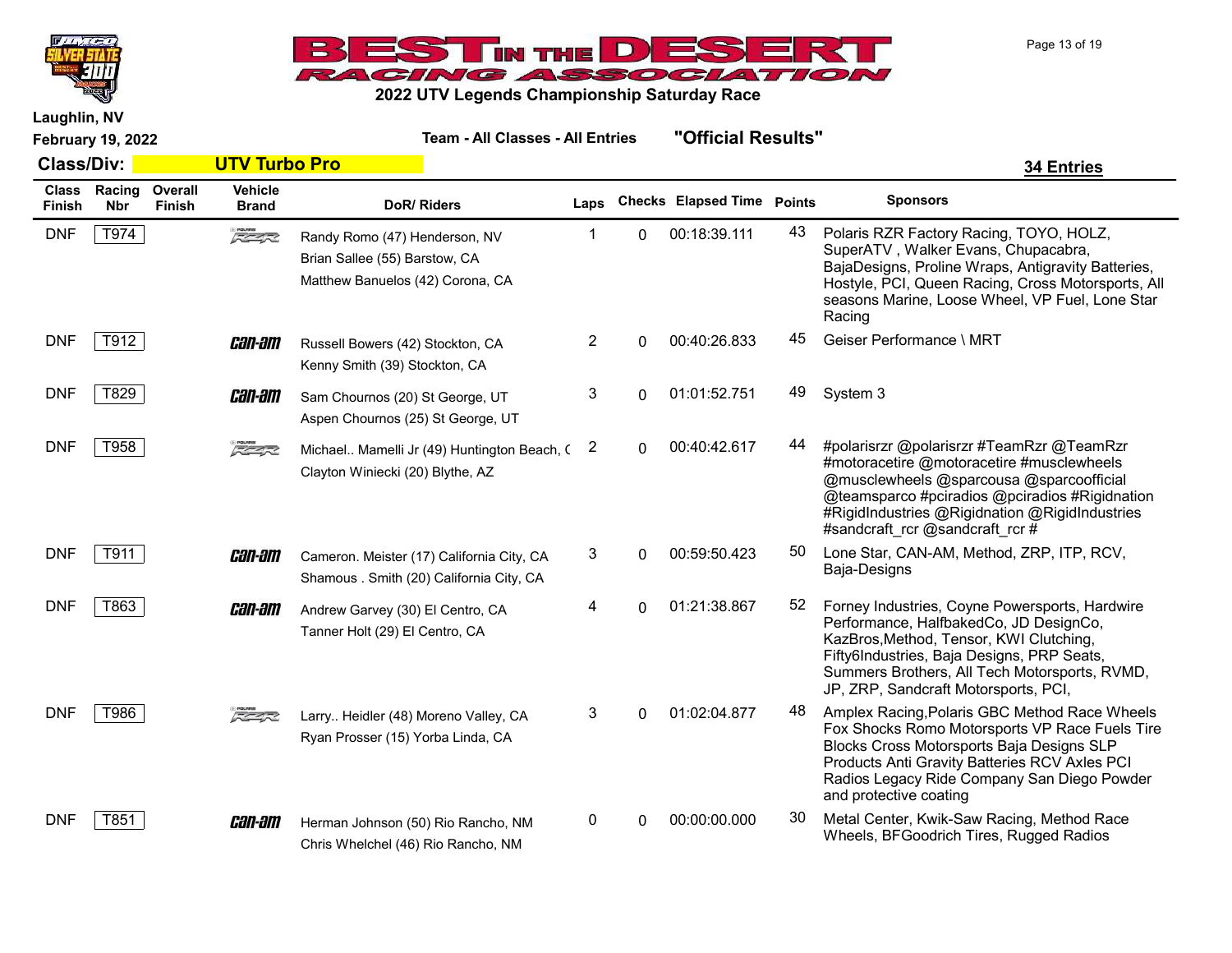# BEST IN THE DESERT RACING ASSOCIATION

## 2022 UTV Legends Championship Saturday Race

Laughlin, NV
February 19, 2022

**Team - All Classes - All Entries** **"Official Results"**

**Class/Div:** **UTV Turbo Pro** **34 Entries**

| Class Finish | Racing Nbr | Overall Finish | Vehicle Brand | DoR/ Riders | Laps | Checks | Elapsed Time | Points | Sponsors |
|---|---|---|---|---|---|---|---|---|---|
| DNF | T974 | | RZR | Randy Romo (47) Henderson, NV<br>Brian Sallee (55) Barstow, CA<br>Matthew Banuelos (42) Corona, CA | 1 | 0 | 00:18:39.111 | 43 | Polaris RZR Factory Racing, TOYO, HOLZ, SuperATV , Walker Evans, Chupacabra, BajaDesigns, Proline Wraps, Antigravity Batteries, Hostyle, PCI, Queen Racing, Cross Motorsports, All seasons Marine, Loose Wheel, VP Fuel, Lone Star Racing |
| DNF | T912 | | Can-Am | Russell Bowers (42) Stockton, CA<br>Kenny Smith (39) Stockton, CA | 2 | 0 | 00:40:26.833 | 45 | Geiser Performance \ MRT |
| DNF | T829 | | Can-Am | Sam Chournos (20) St George, UT<br>Aspen Chournos (25) St George, UT | 3 | 0 | 01:01:52.751 | 49 | System 3 |
| DNF | T958 | | RZR | Michael.. Mamelli Jr (49) Huntington Beach, C<br>Clayton Winiecki (20) Blythe, AZ | 2 | 0 | 00:40:42.617 | 44 | #polarisrzr @polarisrzr #TeamRzr @TeamRzr #motoracetire @motoracetire #musclewheels @musclewheels @sparcousa @sparcoofficial @teamsparco #pciradios @pciradios #Rigidnation #RigidIndustries @Rigidnation @RigidIndustries #sandcraft_rcr @sandcraft_rcr # |
| DNF | T911 | | Can-Am | Cameron. Meister (17) California City, CA<br>Shamous . Smith (20) California City, CA | 3 | 0 | 00:59:50.423 | 50 | Lone Star, CAN-AM, Method, ZRP, ITP, RCV, Baja-Designs |
| DNF | T863 | | Can-Am | Andrew Garvey (30) El Centro, CA<br>Tanner Holt (29) El Centro, CA | 4 | 0 | 01:21:38.867 | 52 | Forney Industries, Coyne Powersports, Hardwire Performance, HalfbakedCo, JD DesignCo, KazBros,Method, Tensor, KWI Clutching, Fifty6Industries, Baja Designs, PRP Seats, Summers Brothers, All Tech Motorsports, RVMD, JP, ZRP, Sandcraft Motorsports, PCI, |
| DNF | T986 | | RZR | Larry.. Heidler (48) Moreno Valley, CA<br>Ryan Prosser (15) Yorba Linda, CA | 3 | 0 | 01:02:04.877 | 48 | Amplex Racing,Polaris GBC Method Race Wheels Fox Shocks Romo Motorsports VP Race Fuels Tire Blocks Cross Motorsports Baja Designs SLP Products Anti Gravity Batteries RCV Axles PCI Radios Legacy Ride Company San Diego Powder and protective coating |
| DNF | T851 | | Can-Am | Herman Johnson (50) Rio Rancho, NM<br>Chris Whelchel (46) Rio Rancho, NM | 0 | 0 | 00:00:00.000 | 30 | Metal Center, Kwik-Saw Racing, Method Race Wheels, BFGoodrich Tires, Rugged Radios |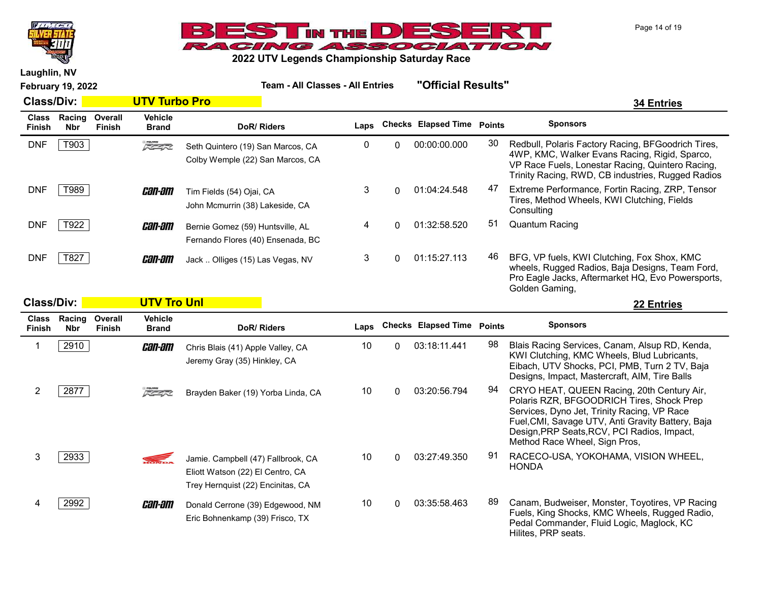**Laughlin, NV**

**February 19, 2022**

# BEST IN THE DESERT RACING ASSOCIATION

## 2022 UTV Legends Championship Saturday Race

**Team - All Classes - All Entries** **"Official Results"**

### Class/Div: UTV Turbo Pro — 34 Entries

| Class Finish | Racing Nbr | Overall Finish | Vehicle Brand | DoR/ Riders | Laps | Checks | Elapsed Time | Points | Sponsors |
|---|---|---|---|---|---|---|---|---|---|
| DNF | T903 | | RZR | Seth Quintero (19) San Marcos, CA<br>Colby Wemple (22) San Marcos, CA | 0 | 0 | 00:00:00.000 | 30 | Redbull, Polaris Factory Racing, BFGoodrich Tires, 4WP, KMC, Walker Evans Racing, Rigid, Sparco, VP Race Fuels, Lonestar Racing, Quintero Racing, Trinity Racing, RWD, CB industries, Rugged Radios |
| DNF | T989 | | Can-Am | Tim Fields (54) Ojai, CA<br>John Mcmurrin (38) Lakeside, CA | 3 | 0 | 01:04:24.548 | 47 | Extreme Performance, Fortin Racing, ZRP, Tensor Tires, Method Wheels, KWI Clutching, Fields Consulting |
| DNF | T922 | | Can-Am | Bernie Gomez (59) Huntsville, AL<br>Fernando Flores (40) Ensenada, BC | 4 | 0 | 01:32:58.520 | 51 | Quantum Racing |
| DNF | T827 | | Can-Am | Jack .. Olliges (15) Las Vegas, NV | 3 | 0 | 01:15:27.113 | 46 | BFG, VP fuels, KWI Clutching, Fox Shox, KMC wheels, Rugged Radios, Baja Designs, Team Ford, Pro Eagle Jacks, Aftermarket HQ, Evo Powersports, Golden Gaming, |

### Class/Div: UTV Tro Unl — 22 Entries

| Class Finish | Racing Nbr | Overall Finish | Vehicle Brand | DoR/ Riders | Laps | Checks | Elapsed Time | Points | Sponsors |
|---|---|---|---|---|---|---|---|---|---|
| 1 | 2910 | | Can-Am | Chris Blais (41) Apple Valley, CA<br>Jeremy Gray (35) Hinkley, CA | 10 | 0 | 03:18:11.441 | 98 | Blais Racing Services, Canam, Alsup RD, Kenda, KWI Clutching, KMC Wheels, Blud Lubricants, Eibach, UTV Shocks, PCI, PMB, Turn 2 TV, Baja Designs, Impact, Mastercraft, AIM, Tire Balls |
| 2 | 2877 | | RZR | Brayden Baker (19) Yorba Linda, CA | 10 | 0 | 03:20:56.794 | 94 | CRYO HEAT, QUEEN Racing, 20th Century Air, Polaris RZR, BFGOODRICH Tires, Shock Prep Services, Dyno Jet, Trinity Racing, VP Race Fuel,CMI, Savage UTV, Anti Gravity Battery, Baja Design,PRP Seats,RCV, PCI Radios, Impact, Method Race Wheel, Sign Pros, |
| 3 | 2933 | | Honda | Jamie. Campbell (47) Fallbrook, CA<br>Eliott Watson (22) El Centro, CA<br>Trey Hernquist (22) Encinitas, CA | 10 | 0 | 03:27:49.350 | 91 | RACECO-USA, YOKOHAMA, VISION WHEEL, HONDA |
| 4 | 2992 | | Can-Am | Donald Cerrone (39) Edgewood, NM<br>Eric Bohnenkamp (39) Frisco, TX | 10 | 0 | 03:35:58.463 | 89 | Canam, Budweiser, Monster, Toyotires, VP Racing Fuels, King Shocks, KMC Wheels, Rugged Radio, Pedal Commander, Fluid Logic, Maglock, KC Hilites, PRP seats. |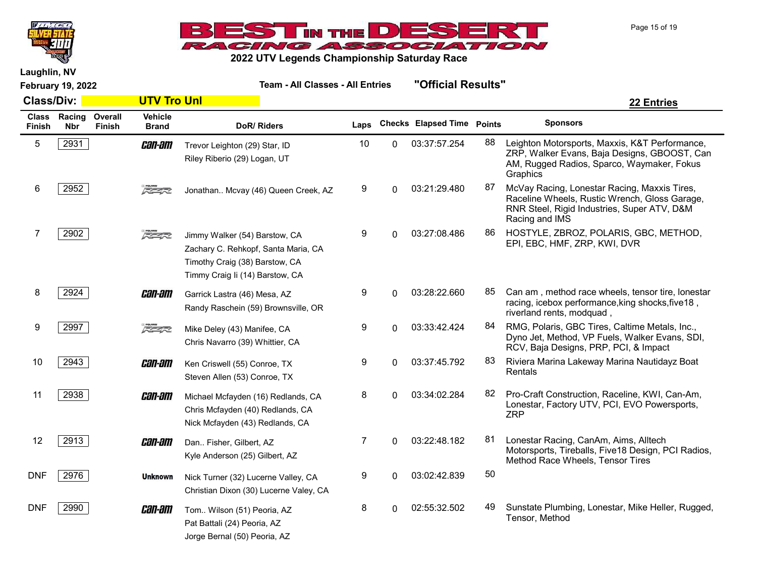# BEST IN THE DESERT RACING ASSOCIATION

## 2022 UTV Legends Championship Saturday Race

**Laughlin, NV**

**February 19, 2022**

**Team - All Classes - All Entries** **"Official Results"**

**Class/Div: UTV Tro Unl** **22 Entries**

| Class Finish | Racing Nbr | Overall Finish | Vehicle Brand | DoR/ Riders | Laps | Checks | Elapsed Time | Points | Sponsors |
|---|---|---|---|---|---|---|---|---|---|
| 5 | 2931 | | Can-Am | Trevor Leighton (29) Star, ID<br>Riley Riberio (29) Logan, UT | 10 | 0 | 03:37:57.254 | 88 | Leighton Motorsports, Maxxis, K&T Performance, ZRP, Walker Evans, Baja Designs, GBOOST, Can AM, Rugged Radios, Sparco, Waymaker, Fokus Graphics |
| 6 | 2952 | | Polaris RZR | Jonathan.. Mcvay (46) Queen Creek, AZ | 9 | 0 | 03:21:29.480 | 87 | McVay Racing, Lonestar Racing, Maxxis Tires, Raceline Wheels, Rustic Wrench, Gloss Garage, RNR Steel, Rigid Industries, Super ATV, D&M Racing and IMS |
| 7 | 2902 | | Polaris RZR | Jimmy Walker (54) Barstow, CA<br>Zachary C. Rehkopf, Santa Maria, CA<br>Timothy Craig (38) Barstow, CA<br>Timmy Craig Ii (14) Barstow, CA | 9 | 0 | 03:27:08.486 | 86 | HOSTYLE, ZBROZ, POLARIS, GBC, METHOD, EPI, EBC, HMF, ZRP, KWI, DVR |
| 8 | 2924 | | Can-Am | Garrick Lastra (46) Mesa, AZ<br>Randy Raschein (59) Brownsville, OR | 9 | 0 | 03:28:22.660 | 85 | Can am , method race wheels, tensor tire, lonestar racing, icebox performance,king shocks,five18 , riverland rents, modquad , |
| 9 | 2997 | | Polaris RZR | Mike Deley (43) Manifee, CA<br>Chris Navarro (39) Whittier, CA | 9 | 0 | 03:33:42.424 | 84 | RMG, Polaris, GBC Tires, Caltime Metals, Inc., Dyno Jet, Method, VP Fuels, Walker Evans, SDI, RCV, Baja Designs, PRP, PCI, & Impact |
| 10 | 2943 | | Can-Am | Ken Criswell (55) Conroe, TX<br>Steven Allen (53) Conroe, TX | 9 | 0 | 03:37:45.792 | 83 | Riviera Marina Lakeway Marina Nautidayz Boat Rentals |
| 11 | 2938 | | Can-Am | Michael Mcfayden (16) Redlands, CA<br>Chris Mcfayden (40) Redlands, CA<br>Nick Mcfayden (43) Redlands, CA | 8 | 0 | 03:34:02.284 | 82 | Pro-Craft Construction, Raceline, KWI, Can-Am, Lonestar, Factory UTV, PCI, EVO Powersports, ZRP |
| 12 | 2913 | | Can-Am | Dan.. Fisher, Gilbert, AZ<br>Kyle Anderson (25) Gilbert, AZ | 7 | 0 | 03:22:48.182 | 81 | Lonestar Racing, CanAm, Aims, Alltech Motorsports, Tireballs, Five18 Design, PCI Radios, Method Race Wheels, Tensor Tires |
| DNF | 2976 | | Unknown | Nick Turner (32) Lucerne Valley, CA<br>Christian Dixon (30) Lucerne Valey, CA | 9 | 0 | 03:02:42.839 | 50 | |
| DNF | 2990 | | Can-Am | Tom.. Wilson (51) Peoria, AZ<br>Pat Battali (24) Peoria, AZ<br>Jorge Bernal (50) Peoria, AZ | 8 | 0 | 02:55:32.502 | 49 | Sunstate Plumbing, Lonestar, Mike Heller, Rugged, Tensor, Method |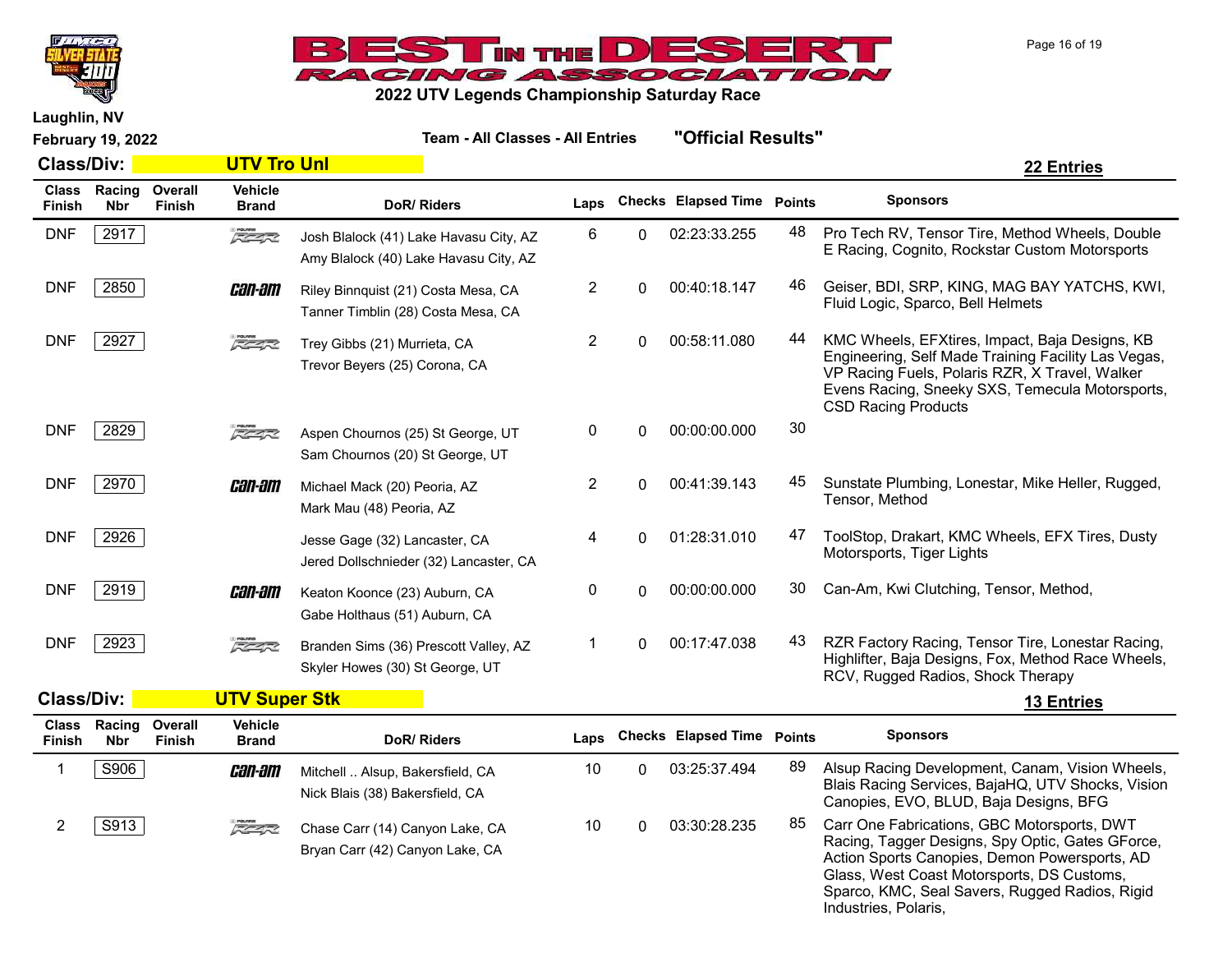# BEST IN THE DESERT RACING ASSOCIATION

## 2022 UTV Legends Championship Saturday Race

Laughlin, NV

February 19, 2022

**Team - All Classes - All Entries** **"Official Results"**

### Class/Div: UTV Tro Unl — 22 Entries

| Class Finish | Racing Nbr | Overall Finish | Vehicle Brand | DoR/ Riders | Laps | Checks | Elapsed Time | Points | Sponsors |
|---|---|---|---|---|---|---|---|---|---|
| DNF | 2917 | | Polaris RZR | Josh Blalock (41) Lake Havasu City, AZ<br>Amy Blalock (40) Lake Havasu City, AZ | 6 | 0 | 02:23:33.255 | 48 | Pro Tech RV, Tensor Tire, Method Wheels, Double E Racing, Cognito, Rockstar Custom Motorsports |
| DNF | 2850 | | Can-Am | Riley Binnquist (21) Costa Mesa, CA<br>Tanner Timblin (28) Costa Mesa, CA | 2 | 0 | 00:40:18.147 | 46 | Geiser, BDI, SRP, KING, MAG BAY YATCHS, KWI, Fluid Logic, Sparco, Bell Helmets |
| DNF | 2927 | | Polaris RZR | Trey Gibbs (21) Murrieta, CA<br>Trevor Beyers (25) Corona, CA | 2 | 0 | 00:58:11.080 | 44 | KMC Wheels, EFXtires, Impact, Baja Designs, KB Engineering, Self Made Training Facility Las Vegas, VP Racing Fuels, Polaris RZR, X Travel, Walker Evens Racing, Sneeky SXS, Temecula Motorsports, CSD Racing Products |
| DNF | 2829 | | Polaris RZR | Aspen Chournos (25) St George, UT<br>Sam Chournos (20) St George, UT | 0 | 0 | 00:00:00.000 | 30 | |
| DNF | 2970 | | Can-Am | Michael Mack (20) Peoria, AZ<br>Mark Mau (48) Peoria, AZ | 2 | 0 | 00:41:39.143 | 45 | Sunstate Plumbing, Lonestar, Mike Heller, Rugged, Tensor, Method |
| DNF | 2926 | | | Jesse Gage (32) Lancaster, CA<br>Jered Dollschnieder (32) Lancaster, CA | 4 | 0 | 01:28:31.010 | 47 | ToolStop, Drakart, KMC Wheels, EFX Tires, Dusty Motorsports, Tiger Lights |
| DNF | 2919 | | Can-Am | Keaton Koonce (23) Auburn, CA<br>Gabe Holthaus (51) Auburn, CA | 0 | 0 | 00:00:00.000 | 30 | Can-Am, Kwi Clutching, Tensor, Method, |
| DNF | 2923 | | Polaris RZR | Branden Sims (36) Prescott Valley, AZ<br>Skyler Howes (30) St George, UT | 1 | 0 | 00:17:47.038 | 43 | RZR Factory Racing, Tensor Tire, Lonestar Racing, Highlifter, Baja Designs, Fox, Method Race Wheels, RCV, Rugged Radios, Shock Therapy |

### Class/Div: UTV Super Stk — 13 Entries

| Class Finish | Racing Nbr | Overall Finish | Vehicle Brand | DoR/ Riders | Laps | Checks | Elapsed Time | Points | Sponsors |
|---|---|---|---|---|---|---|---|---|---|
| 1 | S906 | | Can-Am | Mitchell .. Alsup, Bakersfield, CA<br>Nick Blais (38) Bakersfield, CA | 10 | 0 | 03:25:37.494 | 89 | Alsup Racing Development, Canam, Vision Wheels, Blais Racing Services, BajaHQ, UTV Shocks, Vision Canopies, EVO, BLUD, Baja Designs, BFG |
| 2 | S913 | | Polaris RZR | Chase Carr (14) Canyon Lake, CA<br>Bryan Carr (42) Canyon Lake, CA | 10 | 0 | 03:30:28.235 | 85 | Carr One Fabrications, GBC Motorsports, DWT Racing, Tagger Designs, Spy Optic, Gates GForce, Action Sports Canopies, Demon Powersports, AD Glass, West Coast Motorsports, DS Customs, Sparco, KMC, Seal Savers, Rugged Radios, Rigid Industries, Polaris, |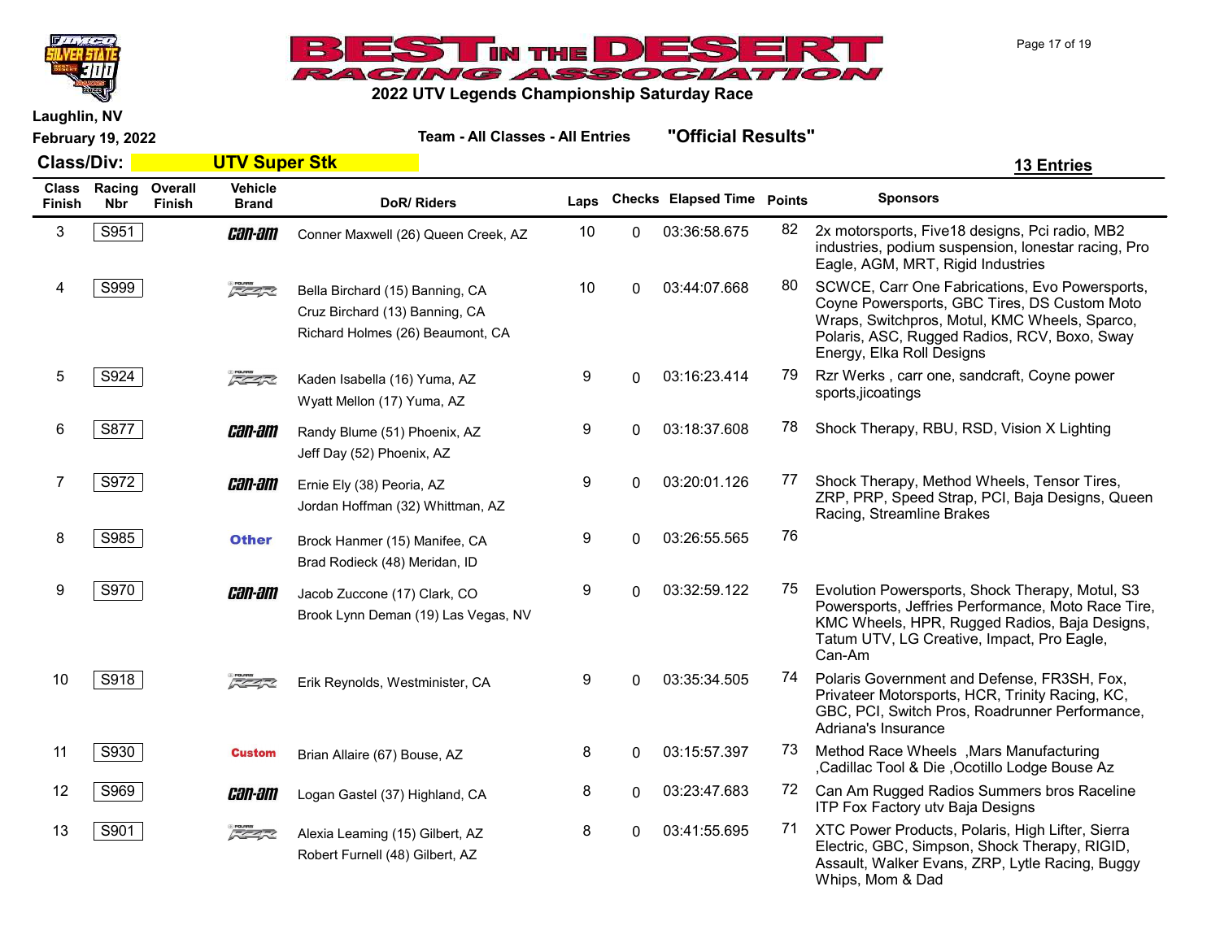# BEST IN THE DESERT RACING ASSOCIATION

## 2022 UTV Legends Championship Saturday Race

Laughlin, NV

February 19, 2022

Team - All Classes - All Entries "Official Results"

**Class/Div: UTV Super Stk** **13 Entries**

| Class Finish | Racing Nbr | Overall Finish | Vehicle Brand | DoR/ Riders | Laps | Checks | Elapsed Time | Points | Sponsors |
|---|---|---|---|---|---|---|---|---|---|
| 3 | S951 | | Can-Am | Conner Maxwell (26) Queen Creek, AZ | 10 | 0 | 03:36:58.675 | 82 | 2x motorsports, Five18 designs, Pci radio, MB2 industries, podium suspension, lonestar racing, Pro Eagle, AGM, MRT, Rigid Industries |
| 4 | S999 | | RZR | Bella Birchard (15) Banning, CA<br>Cruz Birchard (13) Banning, CA<br>Richard Holmes (26) Beaumont, CA | 10 | 0 | 03:44:07.668 | 80 | SCWCE, Carr One Fabrications, Evo Powersports, Coyne Powersports, GBC Tires, DS Custom Moto Wraps, Switchpros, Motul, KMC Wheels, Sparco, Polaris, ASC, Rugged Radios, RCV, Boxo, Sway Energy, Elka Roll Designs |
| 5 | S924 | | RZR | Kaden Isabella (16) Yuma, AZ<br>Wyatt Mellon (17) Yuma, AZ | 9 | 0 | 03:16:23.414 | 79 | Rzr Werks , carr one, sandcraft, Coyne power sports,jicoatings |
| 6 | S877 | | Can-Am | Randy Blume (51) Phoenix, AZ<br>Jeff Day (52) Phoenix, AZ | 9 | 0 | 03:18:37.608 | 78 | Shock Therapy, RBU, RSD, Vision X Lighting |
| 7 | S972 | | Can-Am | Ernie Ely (38) Peoria, AZ<br>Jordan Hoffman (32) Whittman, AZ | 9 | 0 | 03:20:01.126 | 77 | Shock Therapy, Method Wheels, Tensor Tires, ZRP, PRP, Speed Strap, PCI, Baja Designs, Queen Racing, Streamline Brakes |
| 8 | S985 | | Other | Brock Hanmer (15) Manifee, CA<br>Brad Rodieck (48) Meridan, ID | 9 | 0 | 03:26:55.565 | 76 | |
| 9 | S970 | | Can-Am | Jacob Zuccone (17) Clark, CO<br>Brook Lynn Deman (19) Las Vegas, NV | 9 | 0 | 03:32:59.122 | 75 | Evolution Powersports, Shock Therapy, Motul, S3 Powersports, Jeffries Performance, Moto Race Tire, KMC Wheels, HPR, Rugged Radios, Baja Designs, Tatum UTV, LG Creative, Impact, Pro Eagle, Can-Am |
| 10 | S918 | | RZR | Erik Reynolds, Westminister, CA | 9 | 0 | 03:35:34.505 | 74 | Polaris Government and Defense, FR3SH, Fox, Privateer Motorsports, HCR, Trinity Racing, KC, GBC, PCI, Switch Pros, Roadrunner Performance, Adriana's Insurance |
| 11 | S930 | | Custom | Brian Allaire (67) Bouse, AZ | 8 | 0 | 03:15:57.397 | 73 | Method Race Wheels ,Mars Manufacturing ,Cadillac Tool & Die ,Ocotillo Lodge Bouse Az |
| 12 | S969 | | Can-Am | Logan Gastel (37) Highland, CA | 8 | 0 | 03:23:47.683 | 72 | Can Am Rugged Radios Summers bros Raceline ITP Fox Factory utv Baja Designs |
| 13 | S901 | | RZR | Alexia Leaming (15) Gilbert, AZ<br>Robert Furnell (48) Gilbert, AZ | 8 | 0 | 03:41:55.695 | 71 | XTC Power Products, Polaris, High Lifter, Sierra Electric, GBC, Simpson, Shock Therapy, RIGID, Assault, Walker Evans, ZRP, Lytle Racing, Buggy Whips, Mom & Dad |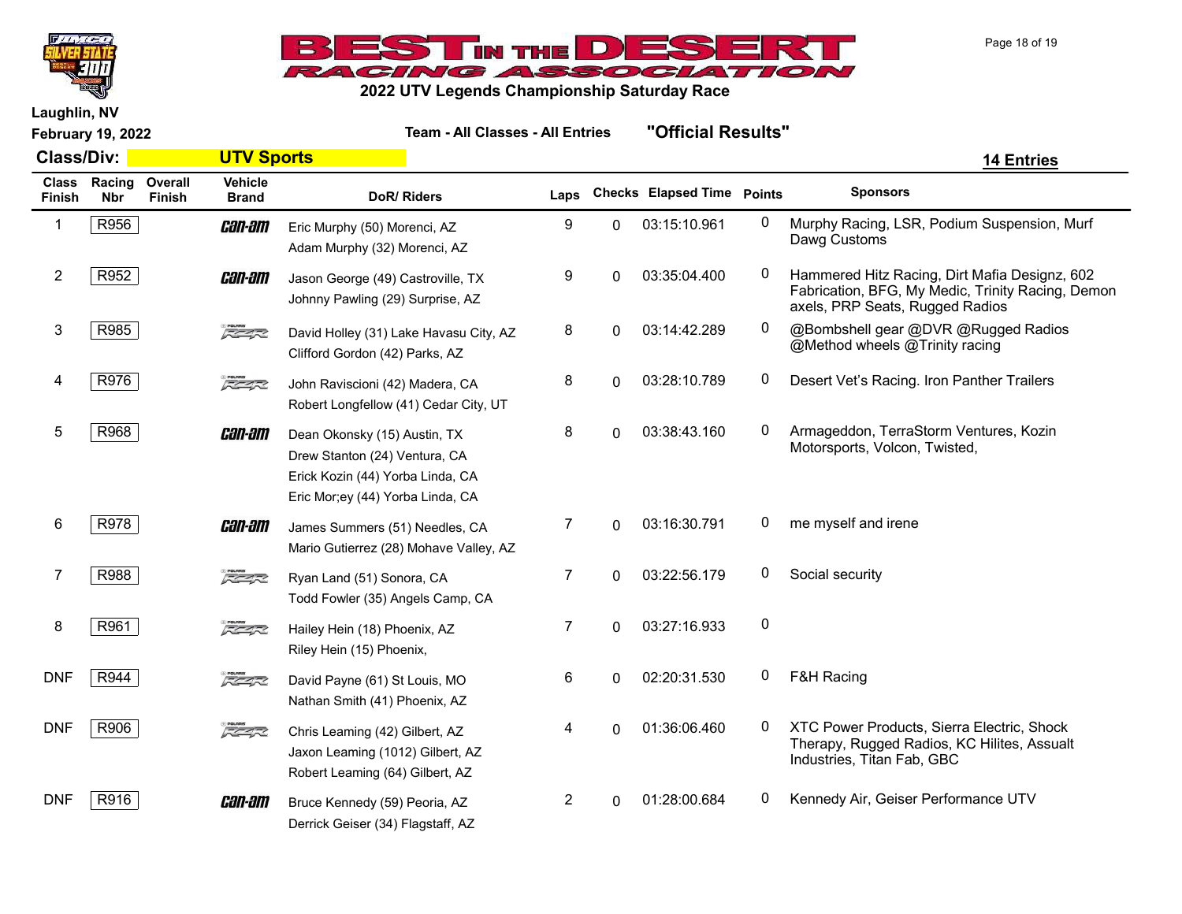# BEST IN THE DESERT RACING ASSOCIATION

## 2022 UTV Legends Championship Saturday Race

Laughlin, NV

February 19, 2022

Team - All Classes - All Entries **"Official Results"**

**Class/Div: UTV Sports** **14 Entries**

| Class Finish | Racing Nbr | Overall Finish | Vehicle Brand | DoR/ Riders | Laps | Checks | Elapsed Time | Points | Sponsors |
|---|---|---|---|---|---|---|---|---|---|
| 1 | R956 | | Can-Am | Eric Murphy (50) Morenci, AZ<br>Adam Murphy (32) Morenci, AZ | 9 | 0 | 03:15:10.961 | 0 | Murphy Racing, LSR, Podium Suspension, Murf Dawg Customs |
| 2 | R952 | | Can-Am | Jason George (49) Castroville, TX<br>Johnny Pawling (29) Surprise, AZ | 9 | 0 | 03:35:04.400 | 0 | Hammered Hitz Racing, Dirt Mafia Designz, 602 Fabrication, BFG, My Medic, Trinity Racing, Demon axels, PRP Seats, Rugged Radios |
| 3 | R985 | | Polaris RZR | David Holley (31) Lake Havasu City, AZ<br>Clifford Gordon (42) Parks, AZ | 8 | 0 | 03:14:42.289 | 0 | @Bombshell gear @DVR @Rugged Radios @Method wheels @Trinity racing |
| 4 | R976 | | Polaris RZR | John Raviscioni (42) Madera, CA<br>Robert Longfellow (41) Cedar City, UT | 8 | 0 | 03:28:10.789 | 0 | Desert Vet's Racing. Iron Panther Trailers |
| 5 | R968 | | Can-Am | Dean Okonsky (15) Austin, TX<br>Drew Stanton (24) Ventura, CA<br>Erick Kozin (44) Yorba Linda, CA<br>Eric Mor;ey (44) Yorba Linda, CA | 8 | 0 | 03:38:43.160 | 0 | Armageddon, TerraStorm Ventures, Kozin Motorsports, Volcon, Twisted, |
| 6 | R978 | | Can-Am | James Summers (51) Needles, CA<br>Mario Gutierrez (28) Mohave Valley, AZ | 7 | 0 | 03:16:30.791 | 0 | me myself and irene |
| 7 | R988 | | Polaris RZR | Ryan Land (51) Sonora, CA<br>Todd Fowler (35) Angels Camp, CA | 7 | 0 | 03:22:56.179 | 0 | Social security |
| 8 | R961 | | Polaris RZR | Hailey Hein (18) Phoenix, AZ<br>Riley Hein (15) Phoenix, | 7 | 0 | 03:27:16.933 | 0 | |
| DNF | R944 | | Polaris RZR | David Payne (61) St Louis, MO<br>Nathan Smith (41) Phoenix, AZ | 6 | 0 | 02:20:31.530 | 0 | F&H Racing |
| DNF | R906 | | Polaris RZR | Chris Leaming (42) Gilbert, AZ<br>Jaxon Leaming (1012) Gilbert, AZ<br>Robert Leaming (64) Gilbert, AZ | 4 | 0 | 01:36:06.460 | 0 | XTC Power Products, Sierra Electric, Shock Therapy, Rugged Radios, KC Hilites, Assault Industries, Titan Fab, GBC |
| DNF | R916 | | Can-Am | Bruce Kennedy (59) Peoria, AZ<br>Derrick Geiser (34) Flagstaff, AZ | 2 | 0 | 01:28:00.684 | 0 | Kennedy Air, Geiser Performance UTV |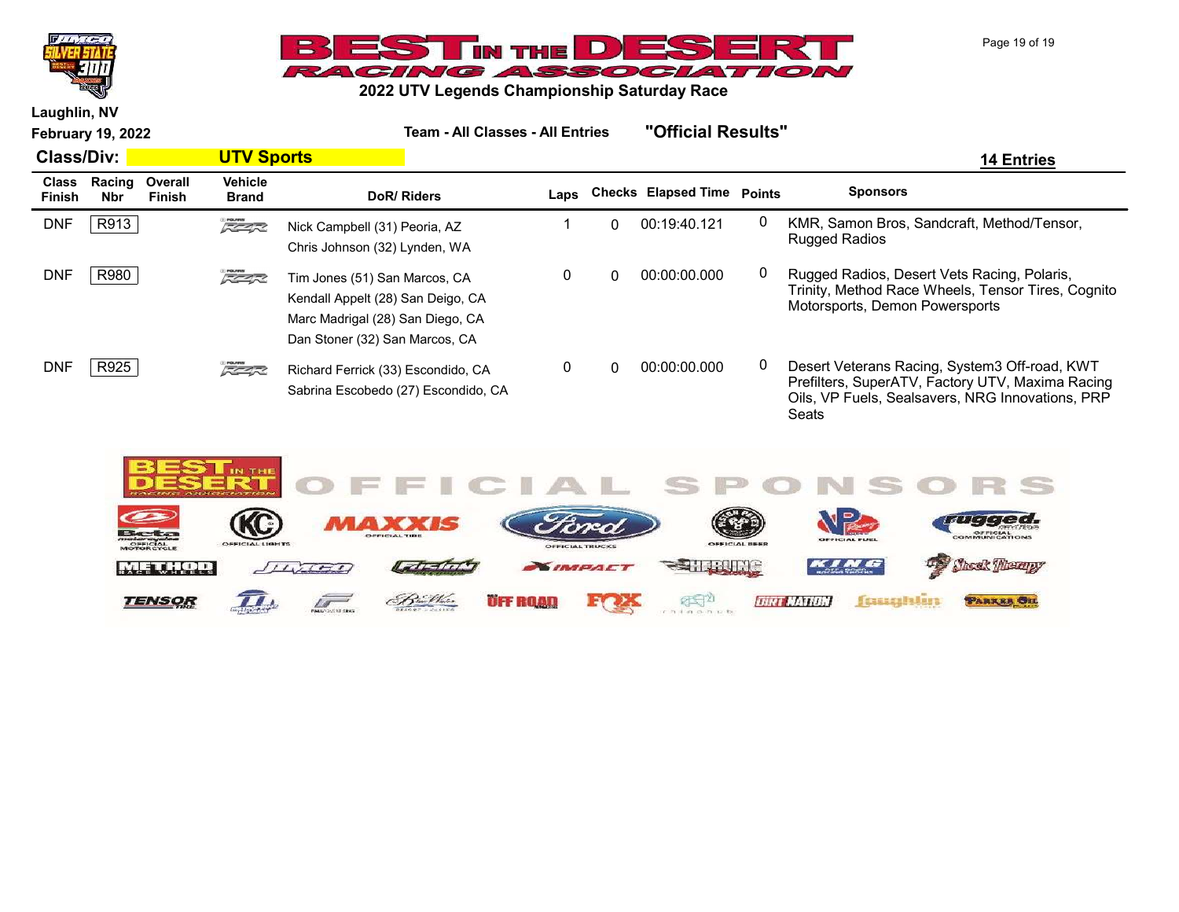# BEST IN THE DESERT RACING ASSOCIATION

## 2022 UTV Legends Championship Saturday Race

Laughlin, NV

February 19, 2022

Team - All Classes - All Entries **"Official Results"**

**Class/Div: UTV Sports** — **14 Entries**

| Class Finish | Racing Nbr | Overall Finish | Vehicle Brand | DoR/ Riders | Laps | Checks | Elapsed Time | Points | Sponsors |
|---|---|---|---|---|---|---|---|---|---|
| DNF | R913 | | RZR | Nick Campbell (31) Peoria, AZ<br>Chris Johnson (32) Lynden, WA | 1 | 0 | 00:19:40.121 | 0 | KMR, Samon Bros, Sandcraft, Method/Tensor, Rugged Radios |
| DNF | R980 | | RZR | Tim Jones (51) San Marcos, CA<br>Kendall Appelt (28) San Deigo, CA<br>Marc Madrigal (28) San Diego, CA<br>Dan Stoner (32) San Marcos, CA | 0 | 0 | 00:00:00.000 | 0 | Rugged Radios, Desert Vets Racing, Polaris, Trinity, Method Race Wheels, Tensor Tires, Cognito Motorsports, Demon Powersports |
| DNF | R925 | | RZR | Richard Ferrick (33) Escondido, CA<br>Sabrina Escobedo (27) Escondido, CA | 0 | 0 | 00:00:00.000 | 0 | Desert Veterans Racing, System3 Off-road, KWT Prefilters, SuperATV, Factory UTV, Maxima Racing Oils, VP Fuels, Sealsavers, NRG Innovations, PRP Seats |

OFFICIAL SPONSORS